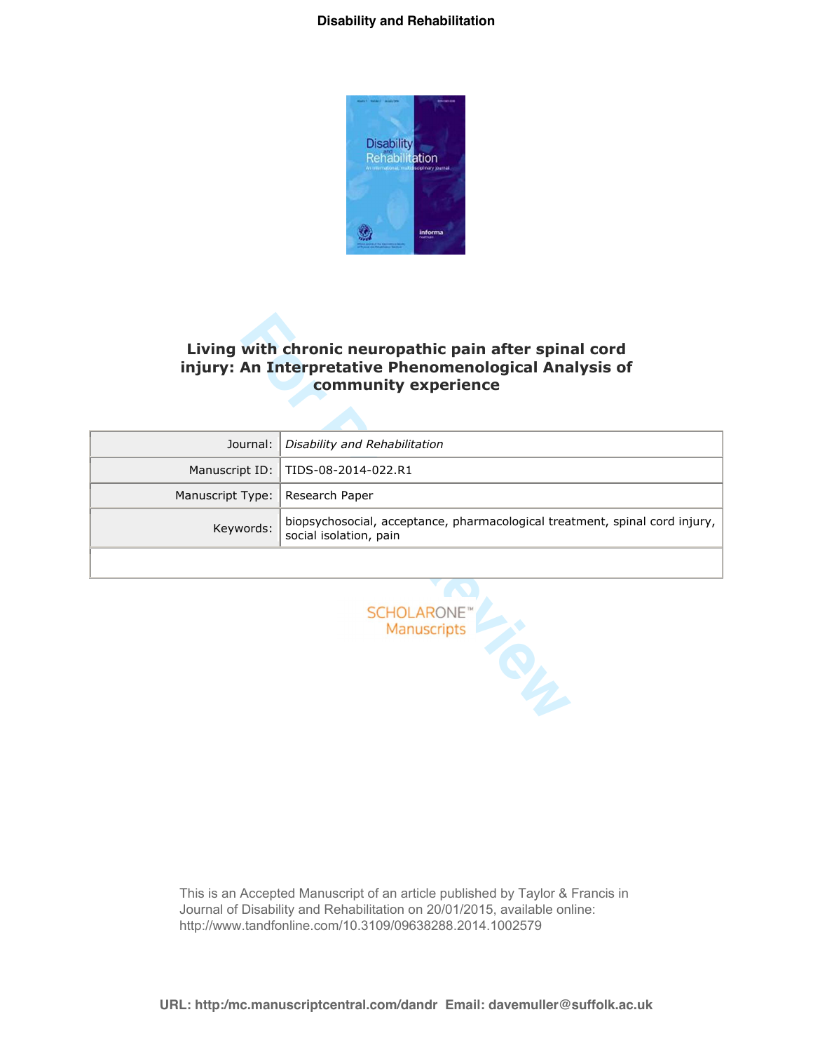# Living with chronic neuropathic pain after spinal cord injury: An Interpretative Phenomenological Analysis of community experience

| | |
|---|---|
| Journal: | *Disability and Rehabilitation* |
| Manuscript ID: | TIDS-08-2014-022.R1 |
| Manuscript Type: | Research Paper |
| Keywords: | biopsychosocial, acceptance, pharmacological treatment, spinal cord injury, social isolation, pain |

This is an Accepted Manuscript of an article published by Taylor & Francis in Journal of Disability and Rehabilitation on 20/01/2015, available online: http://www.tandfonline.com/10.3109/09638288.2014.1002579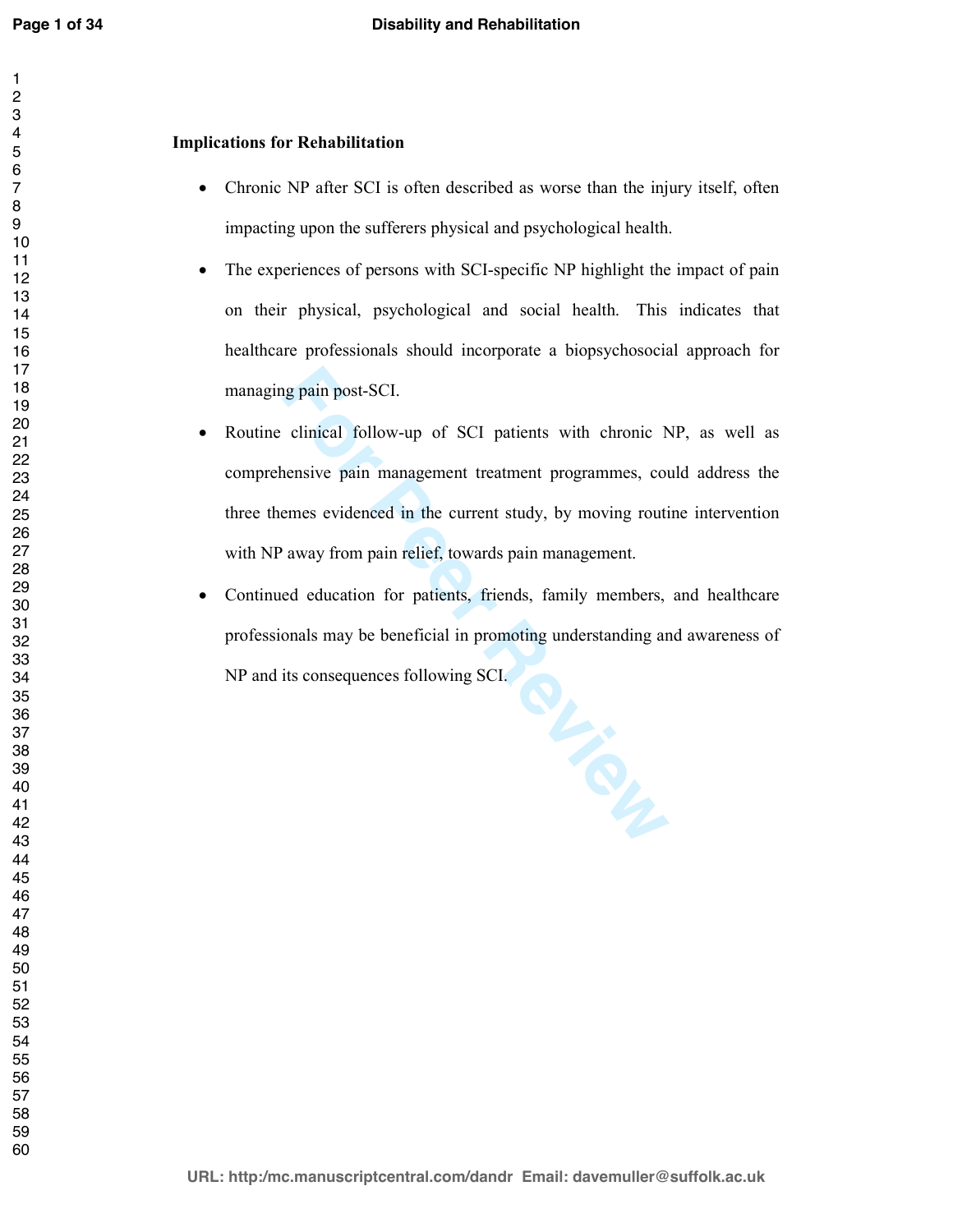**Implications for Rehabilitation**

- Chronic NP after SCI is often described as worse than the injury itself, often impacting upon the sufferers physical and psychological health.
- The experiences of persons with SCI-specific NP highlight the impact of pain on their physical, psychological and social health. This indicates that healthcare professionals should incorporate a biopsychosocial approach for managing pain post-SCI.
- Routine clinical follow-up of SCI patients with chronic NP, as well as comprehensive pain management treatment programmes, could address the three themes evidenced in the current study, by moving routine intervention with NP away from pain relief, towards pain management.
- Continued education for patients, friends, family members, and healthcare professionals may be beneficial in promoting understanding and awareness of NP and its consequences following SCI.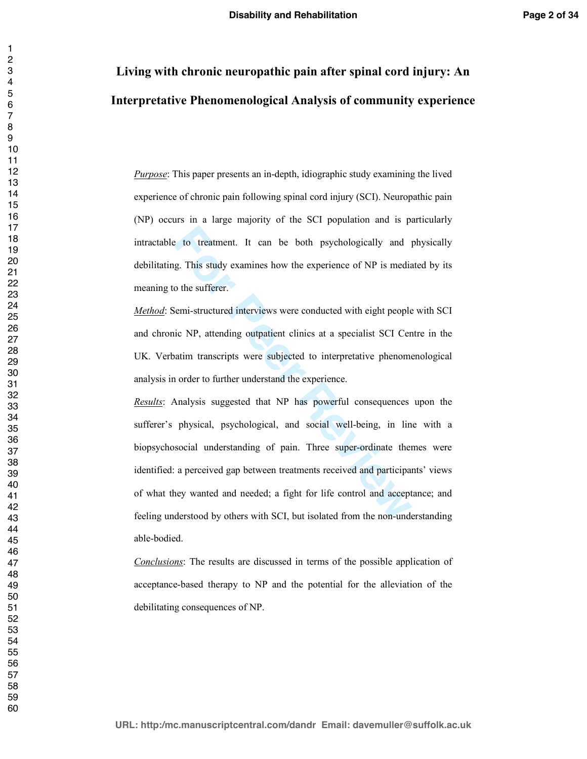# Living with chronic neuropathic pain after spinal cord injury: An Interpretative Phenomenological Analysis of community experience

*Purpose*: This paper presents an in-depth, idiographic study examining the lived experience of chronic pain following spinal cord injury (SCI). Neuropathic pain (NP) occurs in a large majority of the SCI population and is particularly intractable to treatment. It can be both psychologically and physically debilitating. This study examines how the experience of NP is mediated by its meaning to the sufferer.

*Method*: Semi-structured interviews were conducted with eight people with SCI and chronic NP, attending outpatient clinics at a specialist SCI Centre in the UK. Verbatim transcripts were subjected to interpretative phenomenological analysis in order to further understand the experience.

*Results*: Analysis suggested that NP has powerful consequences upon the sufferer's physical, psychological, and social well-being, in line with a biopsychosocial understanding of pain. Three super-ordinate themes were identified: a perceived gap between treatments received and participants' views of what they wanted and needed; a fight for life control and acceptance; and feeling understood by others with SCI, but isolated from the non-understanding able-bodied.

*Conclusions*: The results are discussed in terms of the possible application of acceptance-based therapy to NP and the potential for the alleviation of the debilitating consequences of NP.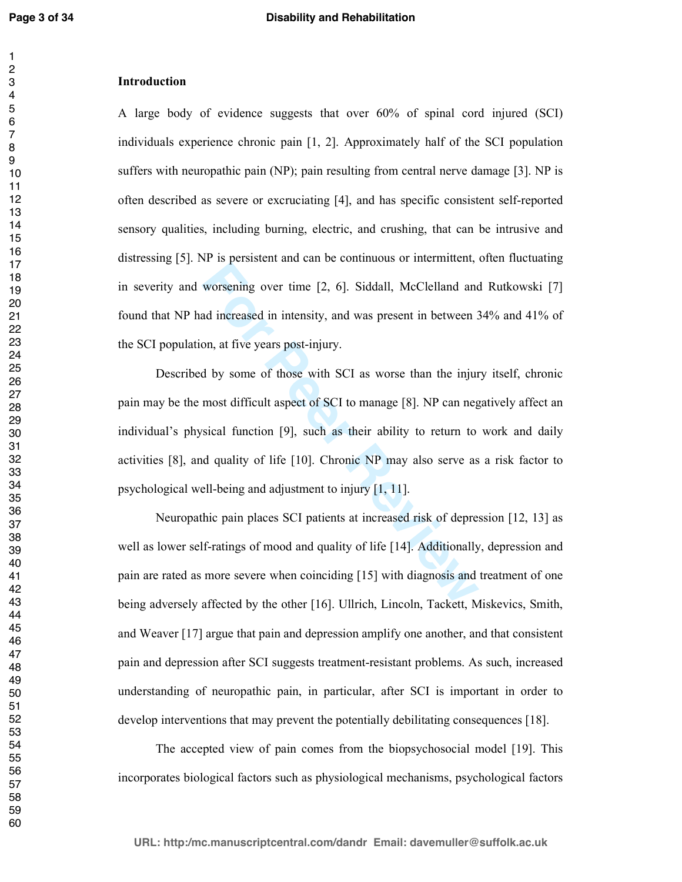## Introduction

A large body of evidence suggests that over 60% of spinal cord injured (SCI) individuals experience chronic pain [1, 2]. Approximately half of the SCI population suffers with neuropathic pain (NP); pain resulting from central nerve damage [3]. NP is often described as severe or excruciating [4], and has specific consistent self-reported sensory qualities, including burning, electric, and crushing, that can be intrusive and distressing [5]. NP is persistent and can be continuous or intermittent, often fluctuating in severity and worsening over time [2, 6]. Siddall, McClelland and Rutkowski [7] found that NP had increased in intensity, and was present in between 34% and 41% of the SCI population, at five years post-injury.

Described by some of those with SCI as worse than the injury itself, chronic pain may be the most difficult aspect of SCI to manage [8]. NP can negatively affect an individual's physical function [9], such as their ability to return to work and daily activities [8], and quality of life [10]. Chronic NP may also serve as a risk factor to psychological well-being and adjustment to injury [1, 11].

Neuropathic pain places SCI patients at increased risk of depression [12, 13] as well as lower self-ratings of mood and quality of life [14]. Additionally, depression and pain are rated as more severe when coinciding [15] with diagnosis and treatment of one being adversely affected by the other [16]. Ullrich, Lincoln, Tackett, Miskevics, Smith, and Weaver [17] argue that pain and depression amplify one another, and that consistent pain and depression after SCI suggests treatment-resistant problems. As such, increased understanding of neuropathic pain, in particular, after SCI is important in order to develop interventions that may prevent the potentially debilitating consequences [18].

The accepted view of pain comes from the biopsychosocial model [19]. This incorporates biological factors such as physiological mechanisms, psychological factors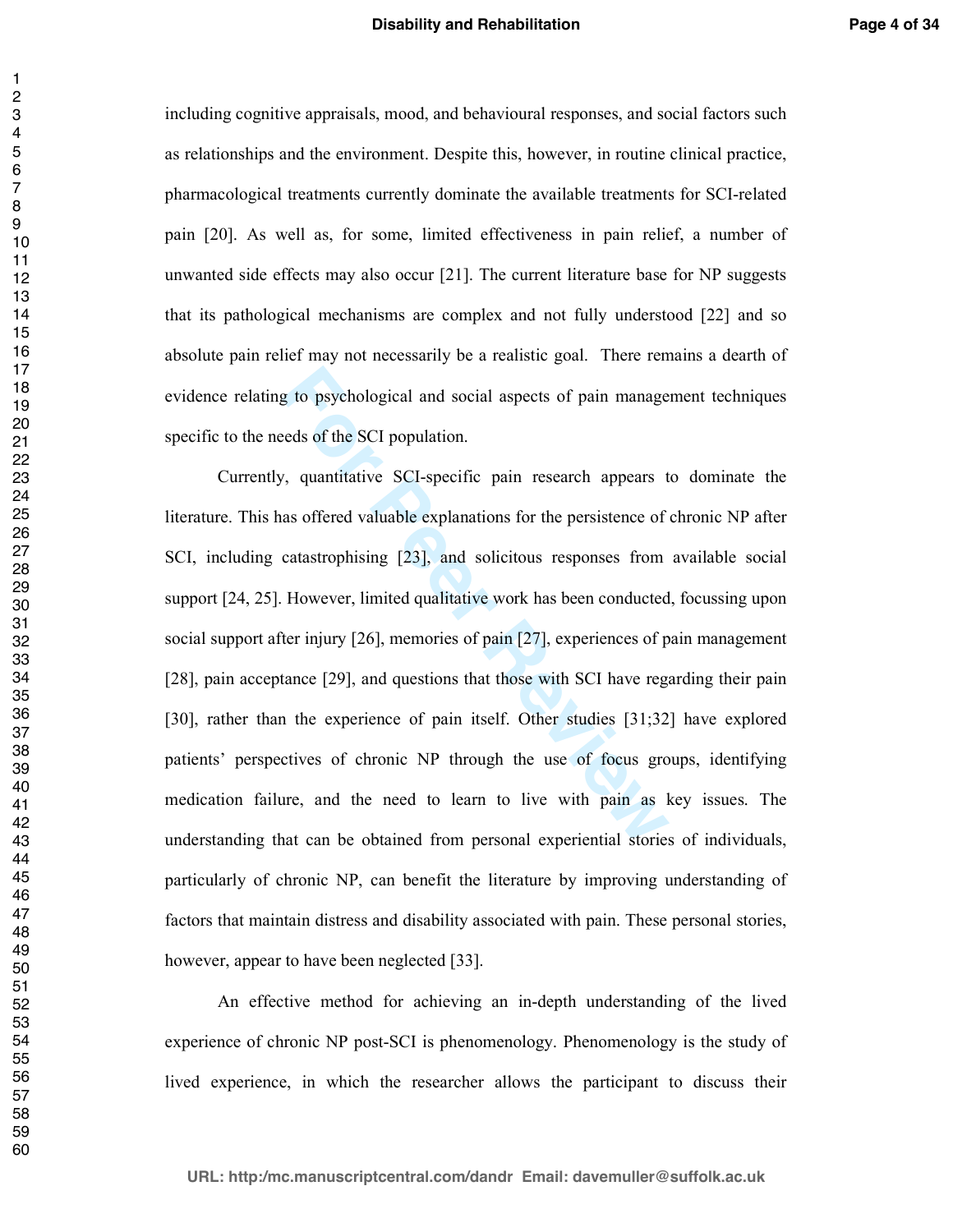including cognitive appraisals, mood, and behavioural responses, and social factors such as relationships and the environment. Despite this, however, in routine clinical practice, pharmacological treatments currently dominate the available treatments for SCI-related pain [20]. As well as, for some, limited effectiveness in pain relief, a number of unwanted side effects may also occur [21]. The current literature base for NP suggests that its pathological mechanisms are complex and not fully understood [22] and so absolute pain relief may not necessarily be a realistic goal. There remains a dearth of evidence relating to psychological and social aspects of pain management techniques specific to the needs of the SCI population.

Currently, quantitative SCI-specific pain research appears to dominate the literature. This has offered valuable explanations for the persistence of chronic NP after SCI, including catastrophising [23], and solicitous responses from available social support [24, 25]. However, limited qualitative work has been conducted, focussing upon social support after injury [26], memories of pain [27], experiences of pain management [28], pain acceptance [29], and questions that those with SCI have regarding their pain [30], rather than the experience of pain itself. Other studies [31;32] have explored patients' perspectives of chronic NP through the use of focus groups, identifying medication failure, and the need to learn to live with pain as key issues. The understanding that can be obtained from personal experiential stories of individuals, particularly of chronic NP, can benefit the literature by improving understanding of factors that maintain distress and disability associated with pain. These personal stories, however, appear to have been neglected [33].

An effective method for achieving an in-depth understanding of the lived experience of chronic NP post-SCI is phenomenology. Phenomenology is the study of lived experience, in which the researcher allows the participant to discuss their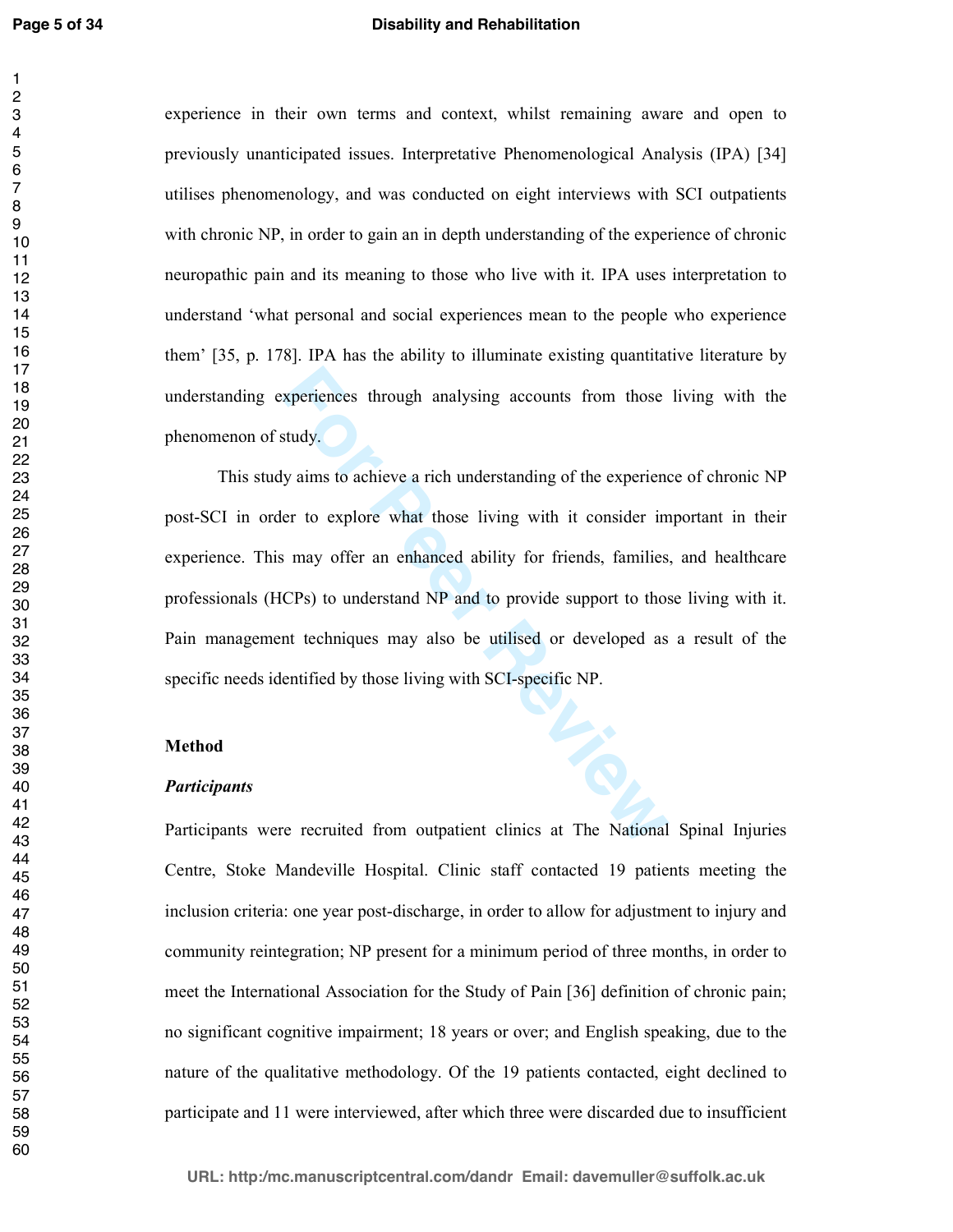experience in their own terms and context, whilst remaining aware and open to previously unanticipated issues. Interpretative Phenomenological Analysis (IPA) [34] utilises phenomenology, and was conducted on eight interviews with SCI outpatients with chronic NP, in order to gain an in depth understanding of the experience of chronic neuropathic pain and its meaning to those who live with it. IPA uses interpretation to understand 'what personal and social experiences mean to the people who experience them' [35, p. 178]. IPA has the ability to illuminate existing quantitative literature by understanding experiences through analysing accounts from those living with the phenomenon of study.

This study aims to achieve a rich understanding of the experience of chronic NP post-SCI in order to explore what those living with it consider important in their experience. This may offer an enhanced ability for friends, families, and healthcare professionals (HCPs) to understand NP and to provide support to those living with it. Pain management techniques may also be utilised or developed as a result of the specific needs identified by those living with SCI-specific NP.

## Method

### *Participants*

Participants were recruited from outpatient clinics at The National Spinal Injuries Centre, Stoke Mandeville Hospital. Clinic staff contacted 19 patients meeting the inclusion criteria: one year post-discharge, in order to allow for adjustment to injury and community reintegration; NP present for a minimum period of three months, in order to meet the International Association for the Study of Pain [36] definition of chronic pain; no significant cognitive impairment; 18 years or over; and English speaking, due to the nature of the qualitative methodology. Of the 19 patients contacted, eight declined to participate and 11 were interviewed, after which three were discarded due to insufficient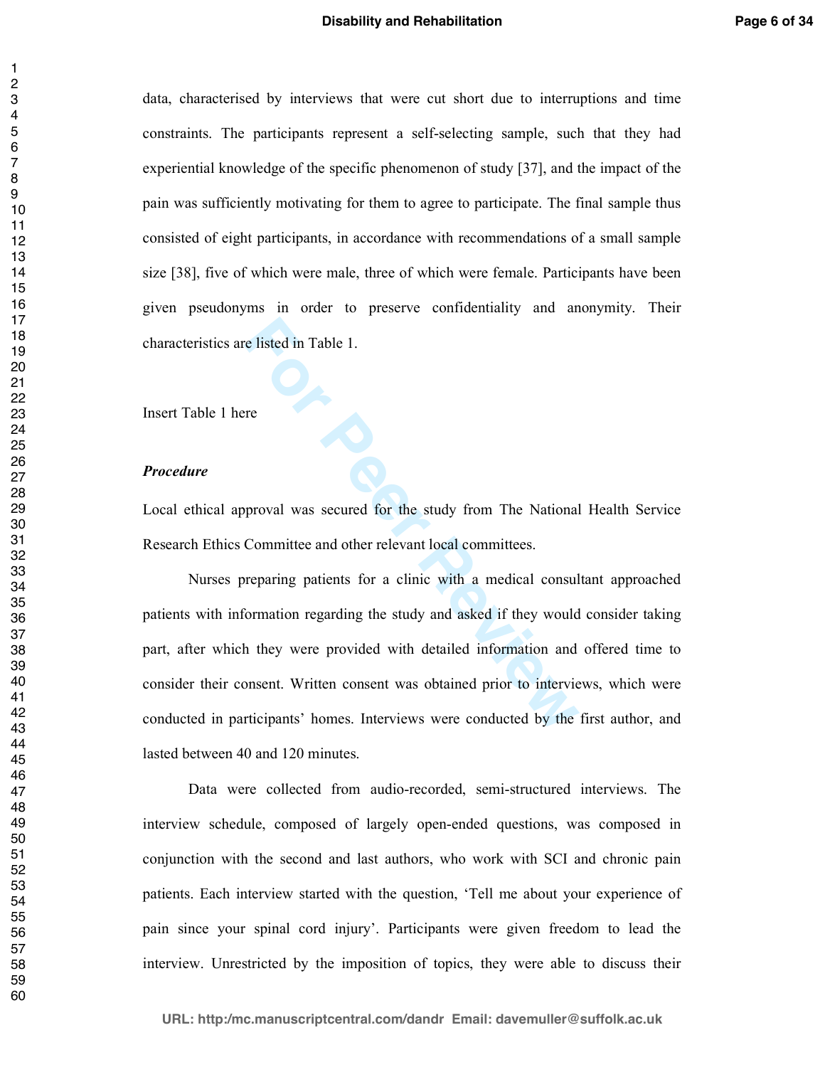data, characterised by interviews that were cut short due to interruptions and time constraints. The participants represent a self-selecting sample, such that they had experiential knowledge of the specific phenomenon of study [37], and the impact of the pain was sufficiently motivating for them to agree to participate. The final sample thus consisted of eight participants, in accordance with recommendations of a small sample size [38], five of which were male, three of which were female. Participants have been given pseudonyms in order to preserve confidentiality and anonymity. Their characteristics are listed in Table 1.

Insert Table 1 here

***Procedure***

Local ethical approval was secured for the study from The National Health Service Research Ethics Committee and other relevant local committees.

Nurses preparing patients for a clinic with a medical consultant approached patients with information regarding the study and asked if they would consider taking part, after which they were provided with detailed information and offered time to consider their consent. Written consent was obtained prior to interviews, which were conducted in participants' homes. Interviews were conducted by the first author, and lasted between 40 and 120 minutes.

Data were collected from audio-recorded, semi-structured interviews. The interview schedule, composed of largely open-ended questions, was composed in conjunction with the second and last authors, who work with SCI and chronic pain patients. Each interview started with the question, 'Tell me about your experience of pain since your spinal cord injury'. Participants were given freedom to lead the interview. Unrestricted by the imposition of topics, they were able to discuss their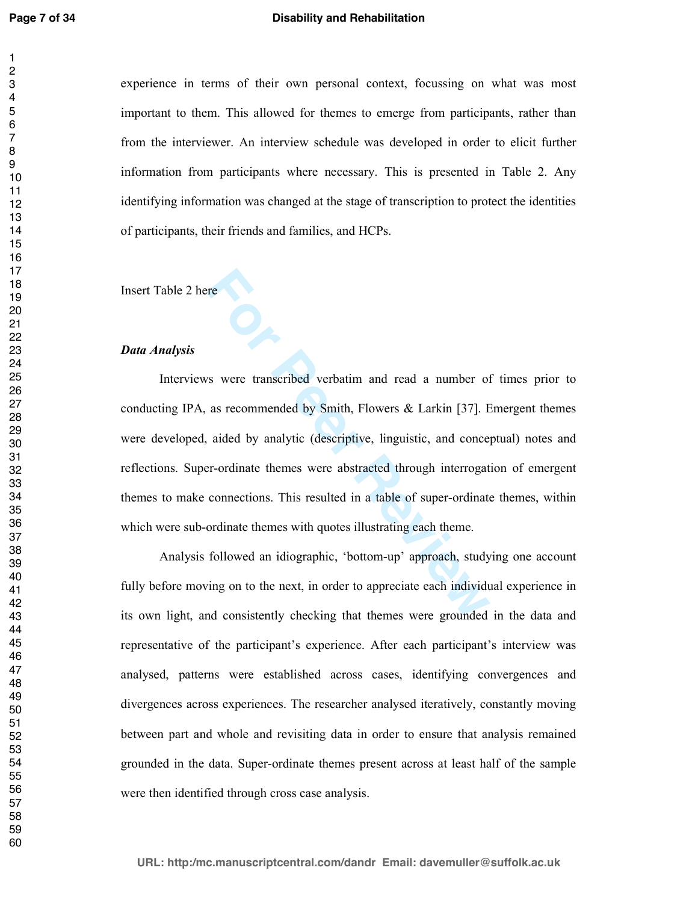experience in terms of their own personal context, focussing on what was most important to them. This allowed for themes to emerge from participants, rather than from the interviewer. An interview schedule was developed in order to elicit further information from participants where necessary. This is presented in Table 2. Any identifying information was changed at the stage of transcription to protect the identities of participants, their friends and families, and HCPs.

Insert Table 2 here

***Data Analysis***

Interviews were transcribed verbatim and read a number of times prior to conducting IPA, as recommended by Smith, Flowers & Larkin [37]. Emergent themes were developed, aided by analytic (descriptive, linguistic, and conceptual) notes and reflections. Super-ordinate themes were abstracted through interrogation of emergent themes to make connections. This resulted in a table of super-ordinate themes, within which were sub-ordinate themes with quotes illustrating each theme.

Analysis followed an idiographic, 'bottom-up' approach, studying one account fully before moving on to the next, in order to appreciate each individual experience in its own light, and consistently checking that themes were grounded in the data and representative of the participant's experience. After each participant's interview was analysed, patterns were established across cases, identifying convergences and divergences across experiences. The researcher analysed iteratively, constantly moving between part and whole and revisiting data in order to ensure that analysis remained grounded in the data. Super-ordinate themes present across at least half of the sample were then identified through cross case analysis.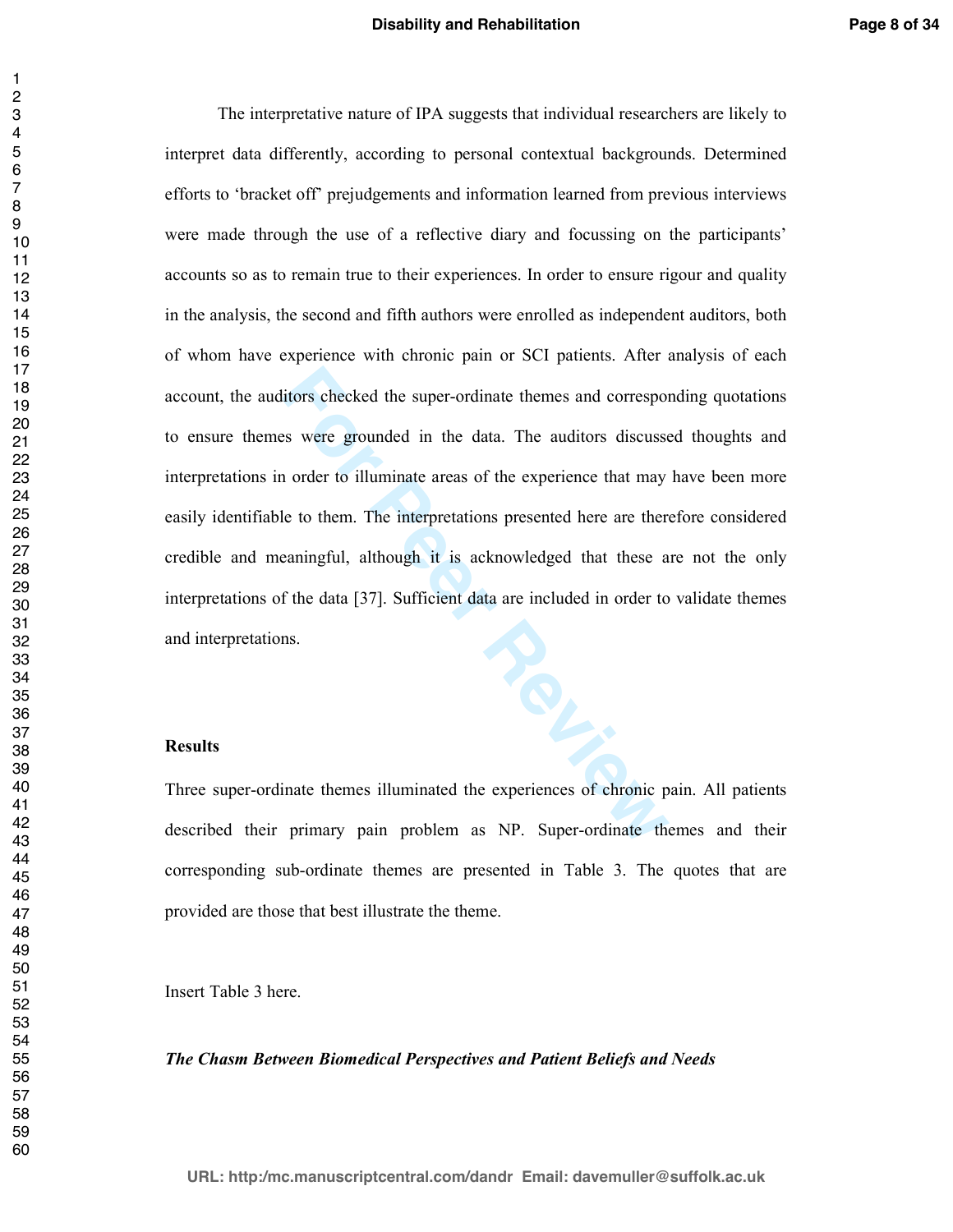The interpretative nature of IPA suggests that individual researchers are likely to interpret data differently, according to personal contextual backgrounds. Determined efforts to 'bracket off' prejudgements and information learned from previous interviews were made through the use of a reflective diary and focussing on the participants' accounts so as to remain true to their experiences. In order to ensure rigour and quality in the analysis, the second and fifth authors were enrolled as independent auditors, both of whom have experience with chronic pain or SCI patients. After analysis of each account, the auditors checked the super-ordinate themes and corresponding quotations to ensure themes were grounded in the data. The auditors discussed thoughts and interpretations in order to illuminate areas of the experience that may have been more easily identifiable to them. The interpretations presented here are therefore considered credible and meaningful, although it is acknowledged that these are not the only interpretations of the data [37]. Sufficient data are included in order to validate themes and interpretations.

**Results**

Three super-ordinate themes illuminated the experiences of chronic pain. All patients described their primary pain problem as NP. Super-ordinate themes and their corresponding sub-ordinate themes are presented in Table 3. The quotes that are provided are those that best illustrate the theme.

Insert Table 3 here.

***The Chasm Between Biomedical Perspectives and Patient Beliefs and Needs***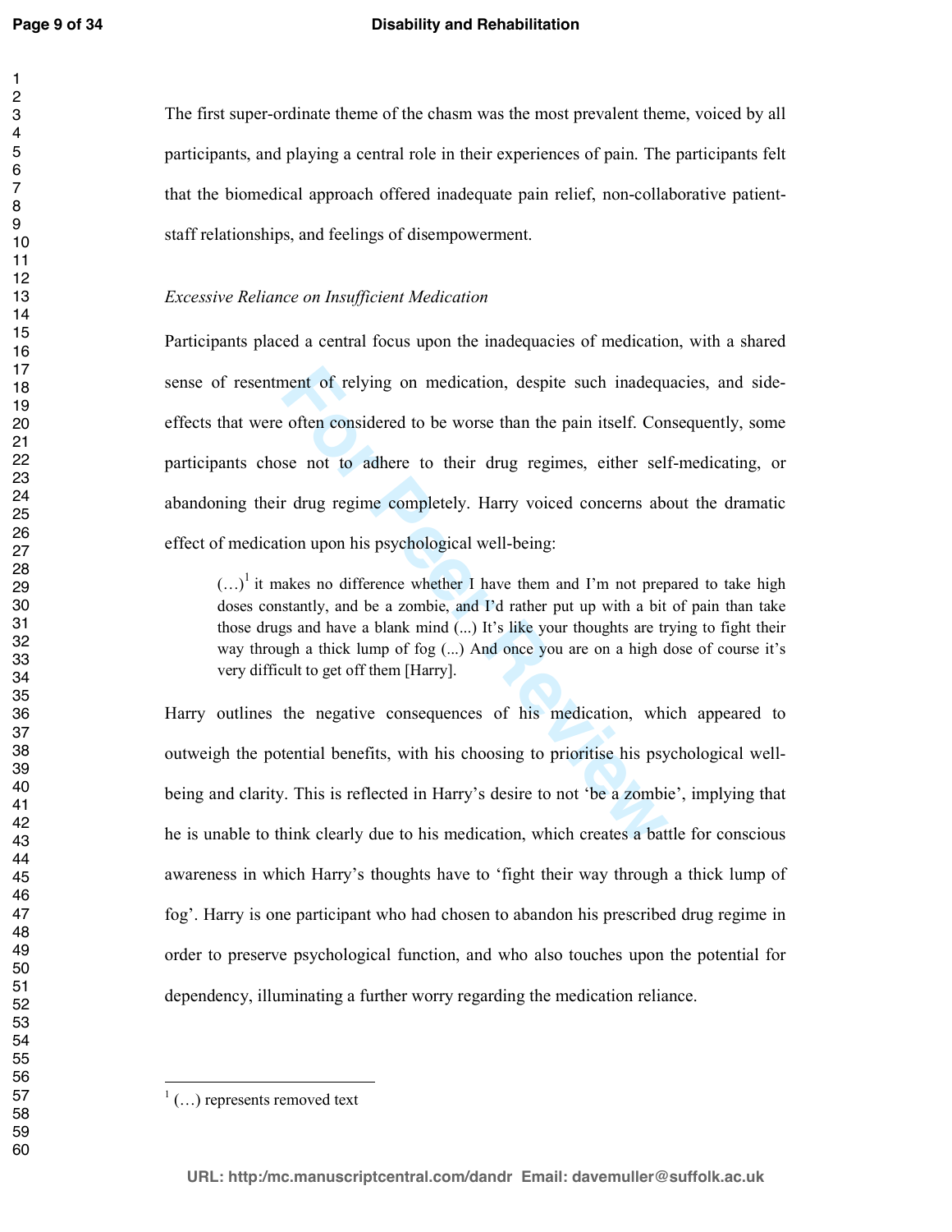The first super-ordinate theme of the chasm was the most prevalent theme, voiced by all participants, and playing a central role in their experiences of pain. The participants felt that the biomedical approach offered inadequate pain relief, non-collaborative patient-staff relationships, and feelings of disempowerment.

*Excessive Reliance on Insufficient Medication*

Participants placed a central focus upon the inadequacies of medication, with a shared sense of resentment of relying on medication, despite such inadequacies, and side-effects that were often considered to be worse than the pain itself. Consequently, some participants chose not to adhere to their drug regimes, either self-medicating, or abandoning their drug regime completely. Harry voiced concerns about the dramatic effect of medication upon his psychological well-being:

> (…)[1] it makes no difference whether I have them and I'm not prepared to take high doses constantly, and be a zombie, and I'd rather put up with a bit of pain than take those drugs and have a blank mind (...) It's like your thoughts are trying to fight their way through a thick lump of fog (...) And once you are on a high dose of course it's very difficult to get off them [Harry].

Harry outlines the negative consequences of his medication, which appeared to outweigh the potential benefits, with his choosing to prioritise his psychological well-being and clarity. This is reflected in Harry's desire to not 'be a zombie', implying that he is unable to think clearly due to his medication, which creates a battle for conscious awareness in which Harry's thoughts have to 'fight their way through a thick lump of fog'. Harry is one participant who had chosen to abandon his prescribed drug regime in order to preserve psychological function, and who also touches upon the potential for dependency, illuminating a further worry regarding the medication reliance.

[1] (…) represents removed text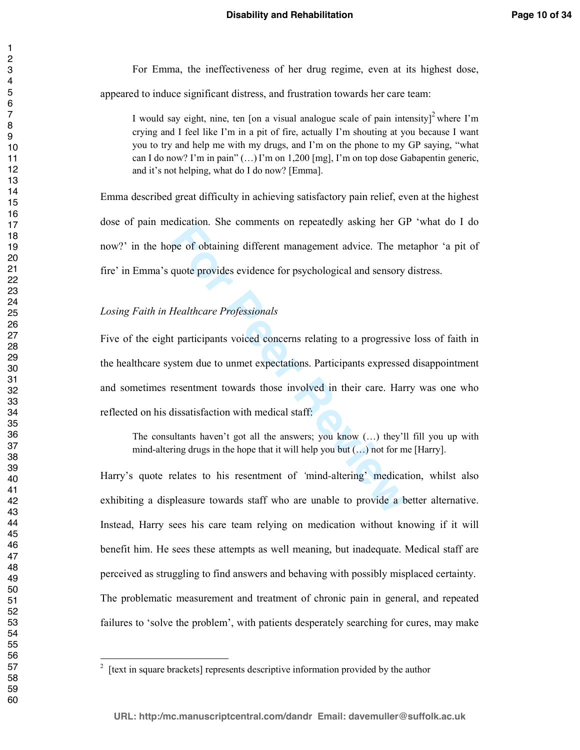For Emma, the ineffectiveness of her drug regime, even at its highest dose, appeared to induce significant distress, and frustration towards her care team:

> I would say eight, nine, ten [on a visual analogue scale of pain intensity][2] where I'm crying and I feel like I'm in a pit of fire, actually I'm shouting at you because I want you to try and help me with my drugs, and I'm on the phone to my GP saying, "what can I do now? I'm in pain" (…) I'm on 1,200 [mg], I'm on top dose Gabapentin generic, and it's not helping, what do I do now? [Emma].

Emma described great difficulty in achieving satisfactory pain relief, even at the highest dose of pain medication. She comments on repeatedly asking her GP 'what do I do now?' in the hope of obtaining different management advice. The metaphor 'a pit of fire' in Emma's quote provides evidence for psychological and sensory distress.

*Losing Faith in Healthcare Professionals*

Five of the eight participants voiced concerns relating to a progressive loss of faith in the healthcare system due to unmet expectations. Participants expressed disappointment and sometimes resentment towards those involved in their care. Harry was one who reflected on his dissatisfaction with medical staff:

> The consultants haven't got all the answers; you know (…) they'll fill you up with mind-altering drugs in the hope that it will help you but (…) not for me [Harry].

Harry's quote relates to his resentment of 'mind-altering' medication, whilst also exhibiting a displeasure towards staff who are unable to provide a better alternative. Instead, Harry sees his care team relying on medication without knowing if it will benefit him. He sees these attempts as well meaning, but inadequate. Medical staff are perceived as struggling to find answers and behaving with possibly misplaced certainty. The problematic measurement and treatment of chronic pain in general, and repeated failures to 'solve the problem', with patients desperately searching for cures, may make

[2] [text in square brackets] represents descriptive information provided by the author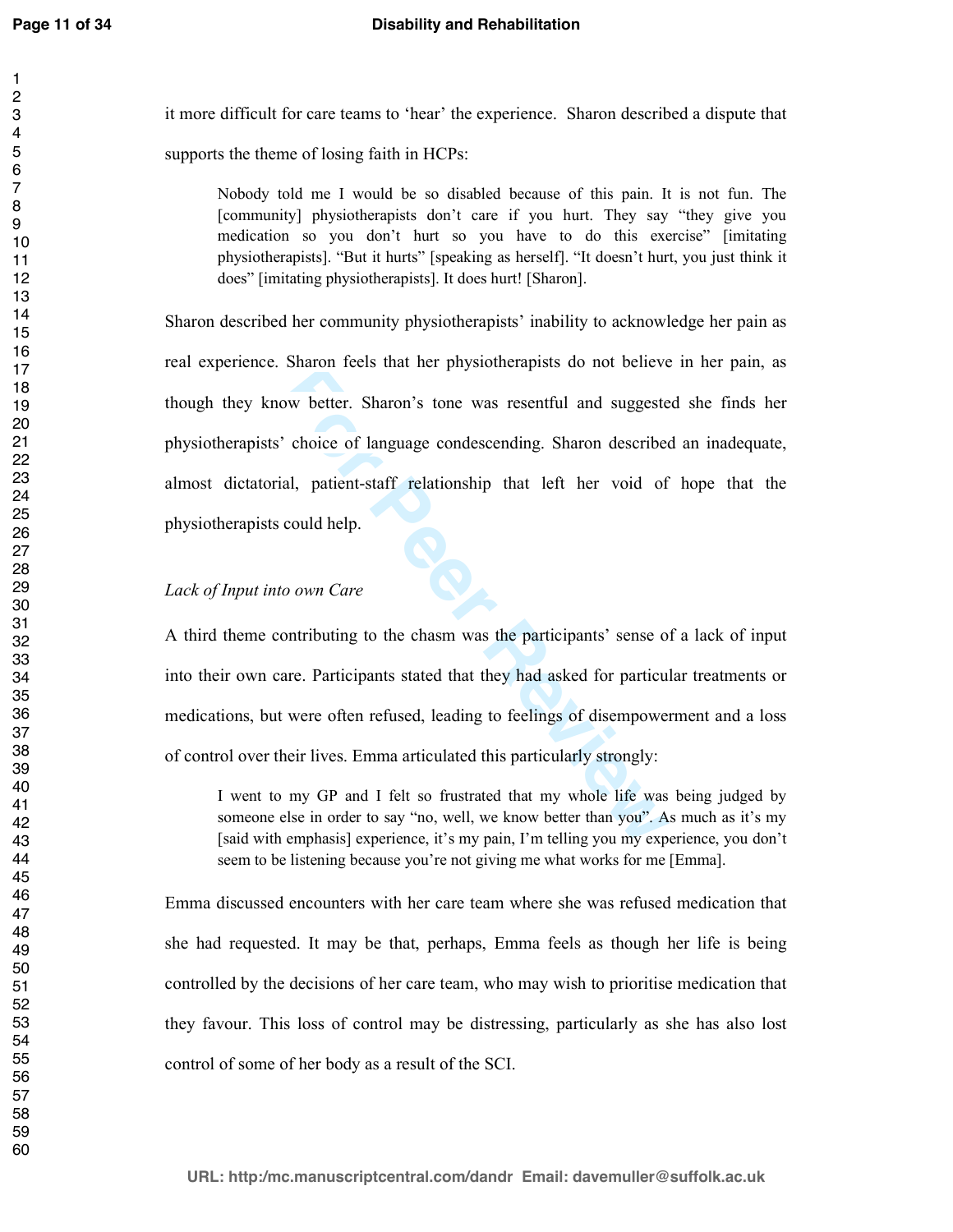it more difficult for care teams to 'hear' the experience. Sharon described a dispute that supports the theme of losing faith in HCPs:

> Nobody told me I would be so disabled because of this pain. It is not fun. The [community] physiotherapists don't care if you hurt. They say "they give you medication so you don't hurt so you have to do this exercise" [imitating physiotherapists]. "But it hurts" [speaking as herself]. "It doesn't hurt, you just think it does" [imitating physiotherapists]. It does hurt! [Sharon].

Sharon described her community physiotherapists' inability to acknowledge her pain as real experience. Sharon feels that her physiotherapists do not believe in her pain, as though they know better. Sharon's tone was resentful and suggested she finds her physiotherapists' choice of language condescending. Sharon described an inadequate, almost dictatorial, patient-staff relationship that left her void of hope that the physiotherapists could help.

*Lack of Input into own Care*

A third theme contributing to the chasm was the participants' sense of a lack of input into their own care. Participants stated that they had asked for particular treatments or medications, but were often refused, leading to feelings of disempowerment and a loss of control over their lives. Emma articulated this particularly strongly:

> I went to my GP and I felt so frustrated that my whole life was being judged by someone else in order to say "no, well, we know better than you". As much as it's my [said with emphasis] experience, it's my pain, I'm telling you my experience, you don't seem to be listening because you're not giving me what works for me [Emma].

Emma discussed encounters with her care team where she was refused medication that she had requested. It may be that, perhaps, Emma feels as though her life is being controlled by the decisions of her care team, who may wish to prioritise medication that they favour. This loss of control may be distressing, particularly as she has also lost control of some of her body as a result of the SCI.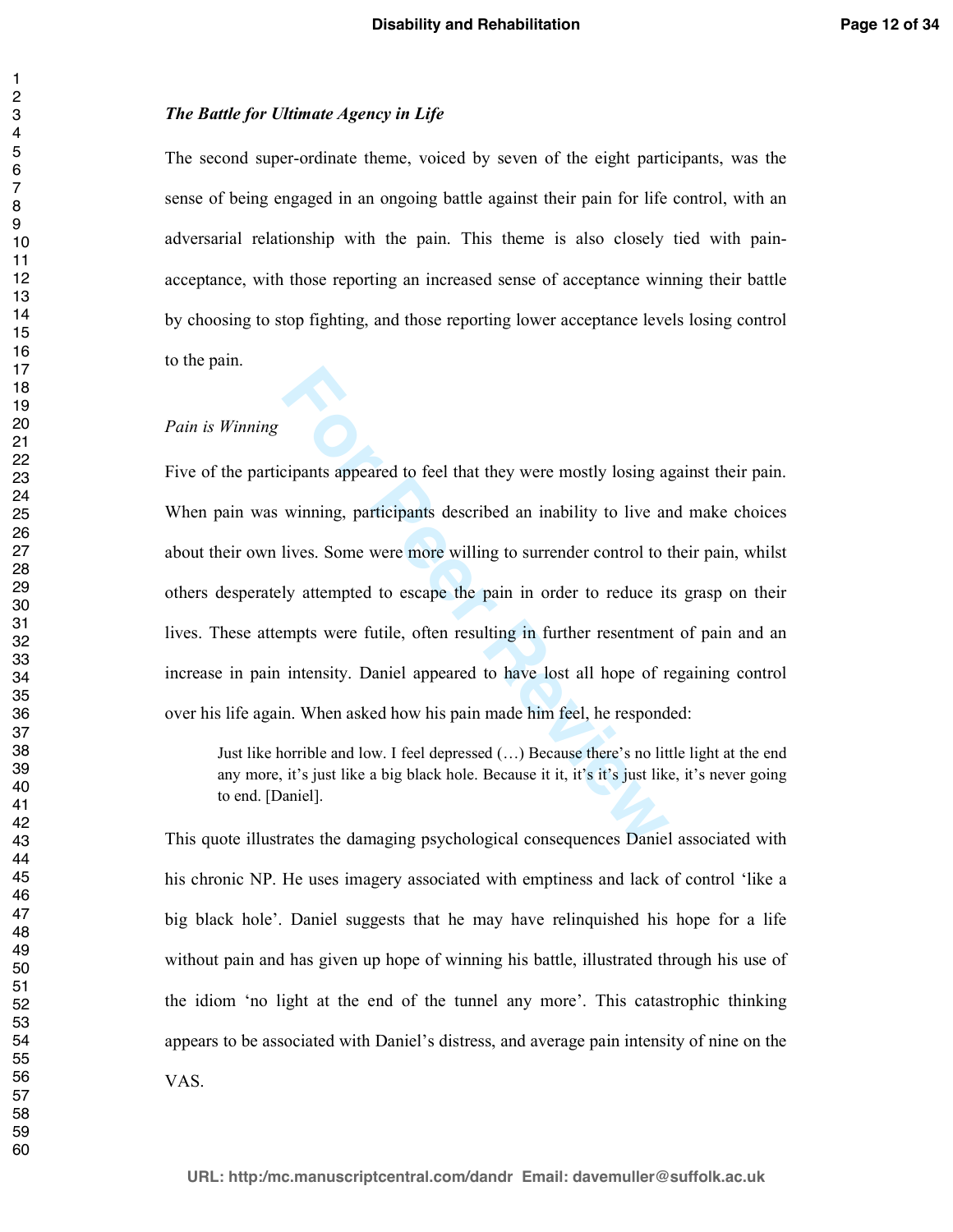***The Battle for Ultimate Agency in Life***

The second super-ordinate theme, voiced by seven of the eight participants, was the sense of being engaged in an ongoing battle against their pain for life control, with an adversarial relationship with the pain. This theme is also closely tied with pain-acceptance, with those reporting an increased sense of acceptance winning their battle by choosing to stop fighting, and those reporting lower acceptance levels losing control to the pain.

*Pain is Winning*

Five of the participants appeared to feel that they were mostly losing against their pain. When pain was winning, participants described an inability to live and make choices about their own lives. Some were more willing to surrender control to their pain, whilst others desperately attempted to escape the pain in order to reduce its grasp on their lives. These attempts were futile, often resulting in further resentment of pain and an increase in pain intensity. Daniel appeared to have lost all hope of regaining control over his life again. When asked how his pain made him feel, he responded:

> Just like horrible and low. I feel depressed (…) Because there's no little light at the end any more, it's just like a big black hole. Because it it, it's it's just like, it's never going to end. [Daniel].

This quote illustrates the damaging psychological consequences Daniel associated with his chronic NP. He uses imagery associated with emptiness and lack of control 'like a big black hole'. Daniel suggests that he may have relinquished his hope for a life without pain and has given up hope of winning his battle, illustrated through his use of the idiom 'no light at the end of the tunnel any more'. This catastrophic thinking appears to be associated with Daniel's distress, and average pain intensity of nine on the VAS.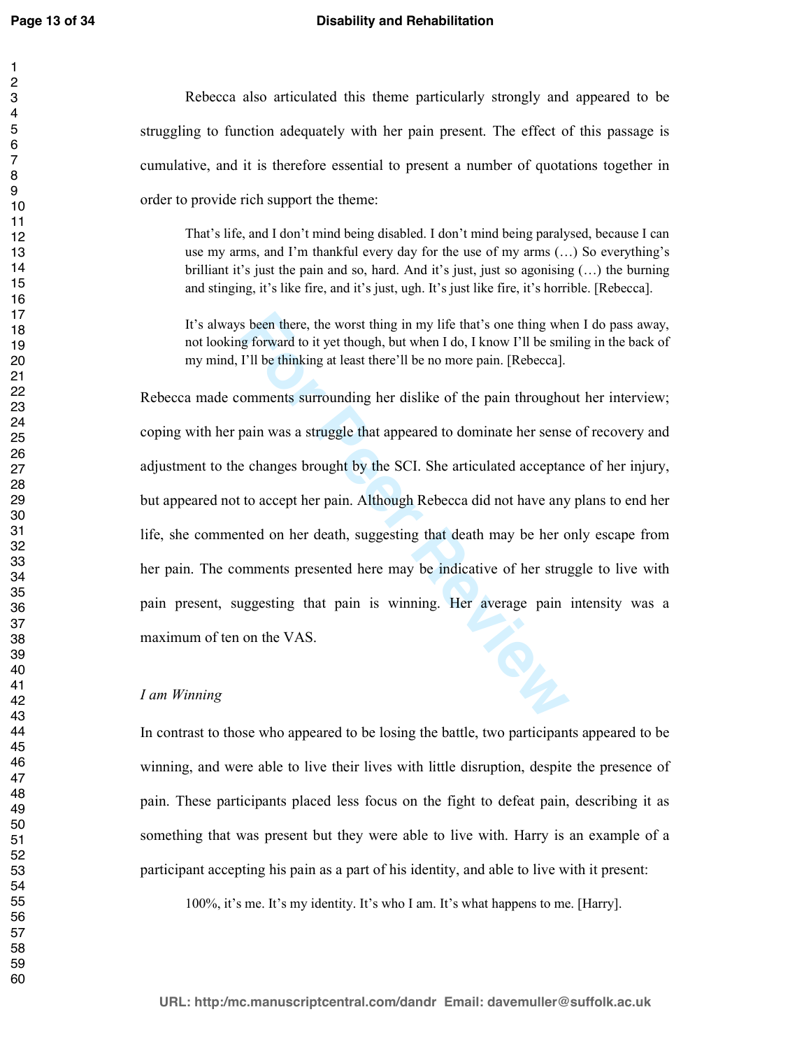Rebecca also articulated this theme particularly strongly and appeared to be struggling to function adequately with her pain present. The effect of this passage is cumulative, and it is therefore essential to present a number of quotations together in order to provide rich support the theme:

> That's life, and I don't mind being disabled. I don't mind being paralysed, because I can use my arms, and I'm thankful every day for the use of my arms (…) So everything's brilliant it's just the pain and so, hard. And it's just, just so agonising (…) the burning and stinging, it's like fire, and it's just, ugh. It's just like fire, it's horrible. [Rebecca].

> It's always been there, the worst thing in my life that's one thing when I do pass away, not looking forward to it yet though, but when I do, I know I'll be smiling in the back of my mind, I'll be thinking at least there'll be no more pain. [Rebecca].

Rebecca made comments surrounding her dislike of the pain throughout her interview; coping with her pain was a struggle that appeared to dominate her sense of recovery and adjustment to the changes brought by the SCI. She articulated acceptance of her injury, but appeared not to accept her pain. Although Rebecca did not have any plans to end her life, she commented on her death, suggesting that death may be her only escape from her pain. The comments presented here may be indicative of her struggle to live with pain present, suggesting that pain is winning. Her average pain intensity was a maximum of ten on the VAS.

*I am Winning*

In contrast to those who appeared to be losing the battle, two participants appeared to be winning, and were able to live their lives with little disruption, despite the presence of pain. These participants placed less focus on the fight to defeat pain, describing it as something that was present but they were able to live with. Harry is an example of a participant accepting his pain as a part of his identity, and able to live with it present:

> 100%, it's me. It's my identity. It's who I am. It's what happens to me. [Harry].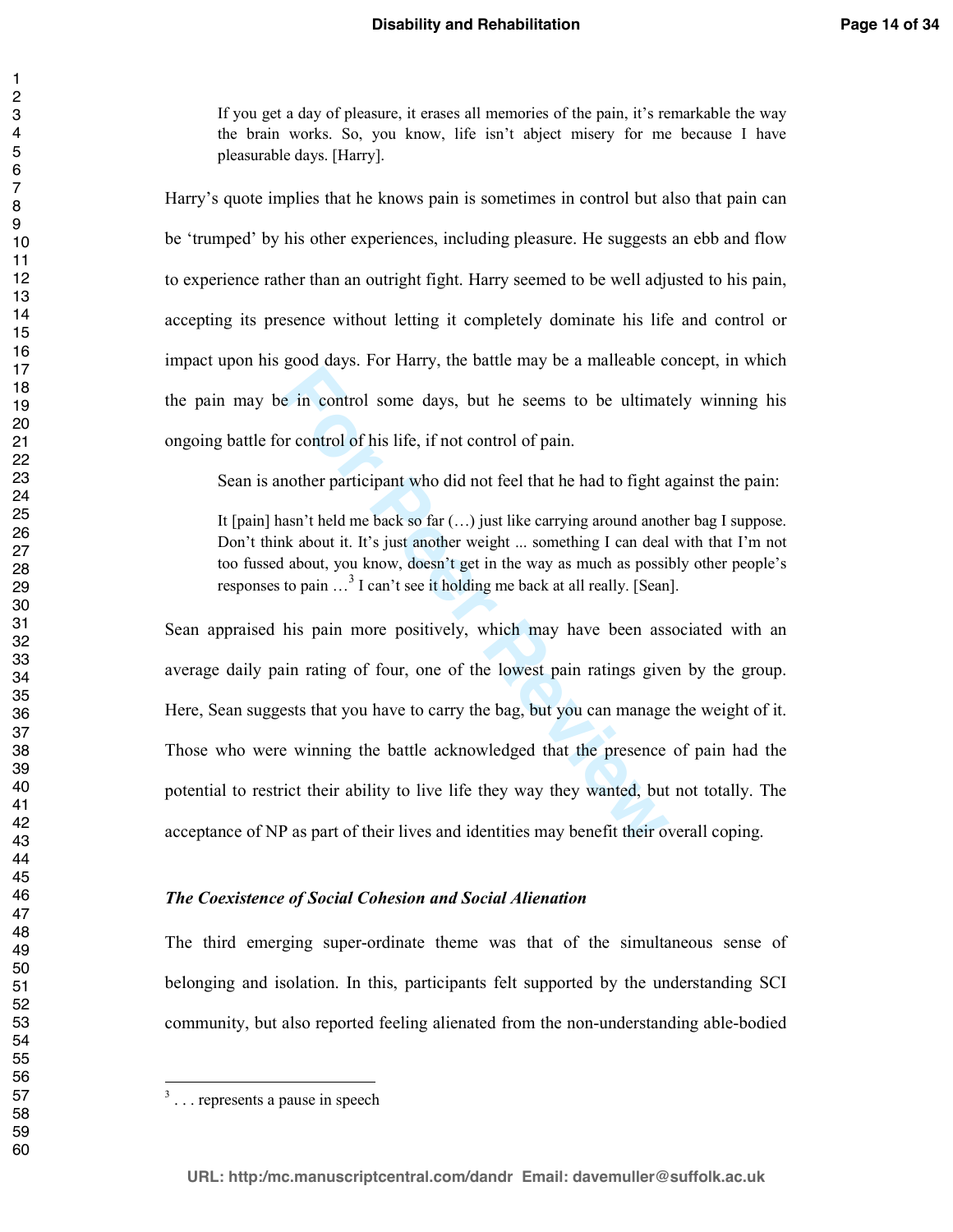> If you get a day of pleasure, it erases all memories of the pain, it's remarkable the way the brain works. So, you know, life isn't abject misery for me because I have pleasurable days. [Harry].

Harry's quote implies that he knows pain is sometimes in control but also that pain can be 'trumped' by his other experiences, including pleasure. He suggests an ebb and flow to experience rather than an outright fight. Harry seemed to be well adjusted to his pain, accepting its presence without letting it completely dominate his life and control or impact upon his good days. For Harry, the battle may be a malleable concept, in which the pain may be in control some days, but he seems to be ultimately winning his ongoing battle for control of his life, if not control of pain.

Sean is another participant who did not feel that he had to fight against the pain:

> It [pain] hasn't held me back so far (…) just like carrying around another bag I suppose. Don't think about it. It's just another weight ... something I can deal with that I'm not too fussed about, you know, doesn't get in the way as much as possibly other people's responses to pain …[3] I can't see it holding me back at all really. [Sean].

Sean appraised his pain more positively, which may have been associated with an average daily pain rating of four, one of the lowest pain ratings given by the group. Here, Sean suggests that you have to carry the bag, but you can manage the weight of it. Those who were winning the battle acknowledged that the presence of pain had the potential to restrict their ability to live life they way they wanted, but not totally. The acceptance of NP as part of their lives and identities may benefit their overall coping.

### *The Coexistence of Social Cohesion and Social Alienation*

The third emerging super-ordinate theme was that of the simultaneous sense of belonging and isolation. In this, participants felt supported by the understanding SCI community, but also reported feeling alienated from the non-understanding able-bodied

[3] . . . represents a pause in speech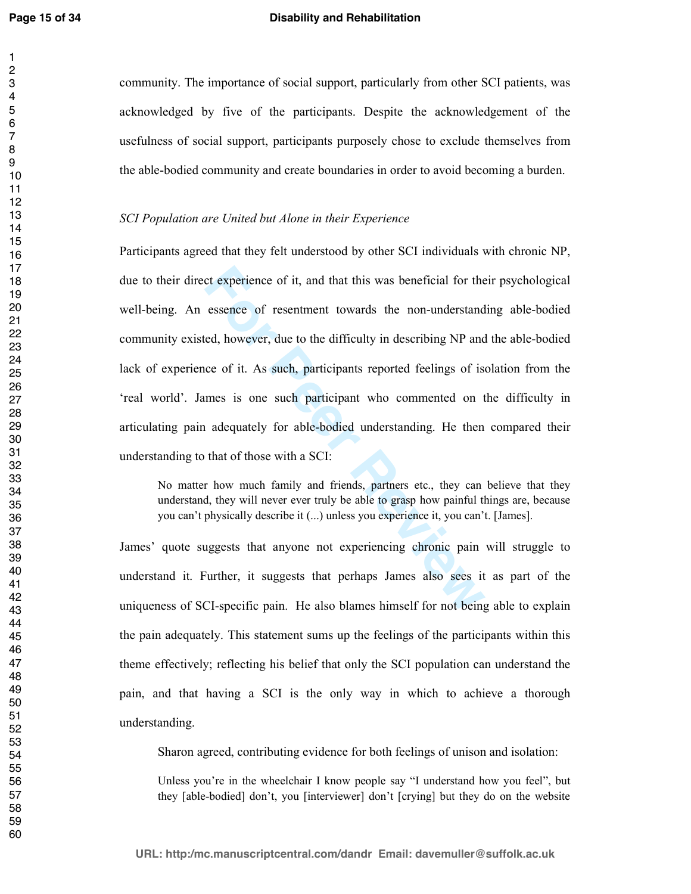community. The importance of social support, particularly from other SCI patients, was acknowledged by five of the participants. Despite the acknowledgement of the usefulness of social support, participants purposely chose to exclude themselves from the able-bodied community and create boundaries in order to avoid becoming a burden.

*SCI Population are United but Alone in their Experience*

Participants agreed that they felt understood by other SCI individuals with chronic NP, due to their direct experience of it, and that this was beneficial for their psychological well-being. An essence of resentment towards the non-understanding able-bodied community existed, however, due to the difficulty in describing NP and the able-bodied lack of experience of it. As such, participants reported feelings of isolation from the 'real world'. James is one such participant who commented on the difficulty in articulating pain adequately for able-bodied understanding. He then compared their understanding to that of those with a SCI:

> No matter how much family and friends, partners etc., they can believe that they understand, they will never ever truly be able to grasp how painful things are, because you can't physically describe it (...) unless you experience it, you can't. [James].

James' quote suggests that anyone not experiencing chronic pain will struggle to understand it. Further, it suggests that perhaps James also sees it as part of the uniqueness of SCI-specific pain. He also blames himself for not being able to explain the pain adequately. This statement sums up the feelings of the participants within this theme effectively; reflecting his belief that only the SCI population can understand the pain, and that having a SCI is the only way in which to achieve a thorough understanding.

Sharon agreed, contributing evidence for both feelings of unison and isolation:

> Unless you're in the wheelchair I know people say "I understand how you feel", but they [able-bodied] don't, you [interviewer] don't [crying] but they do on the website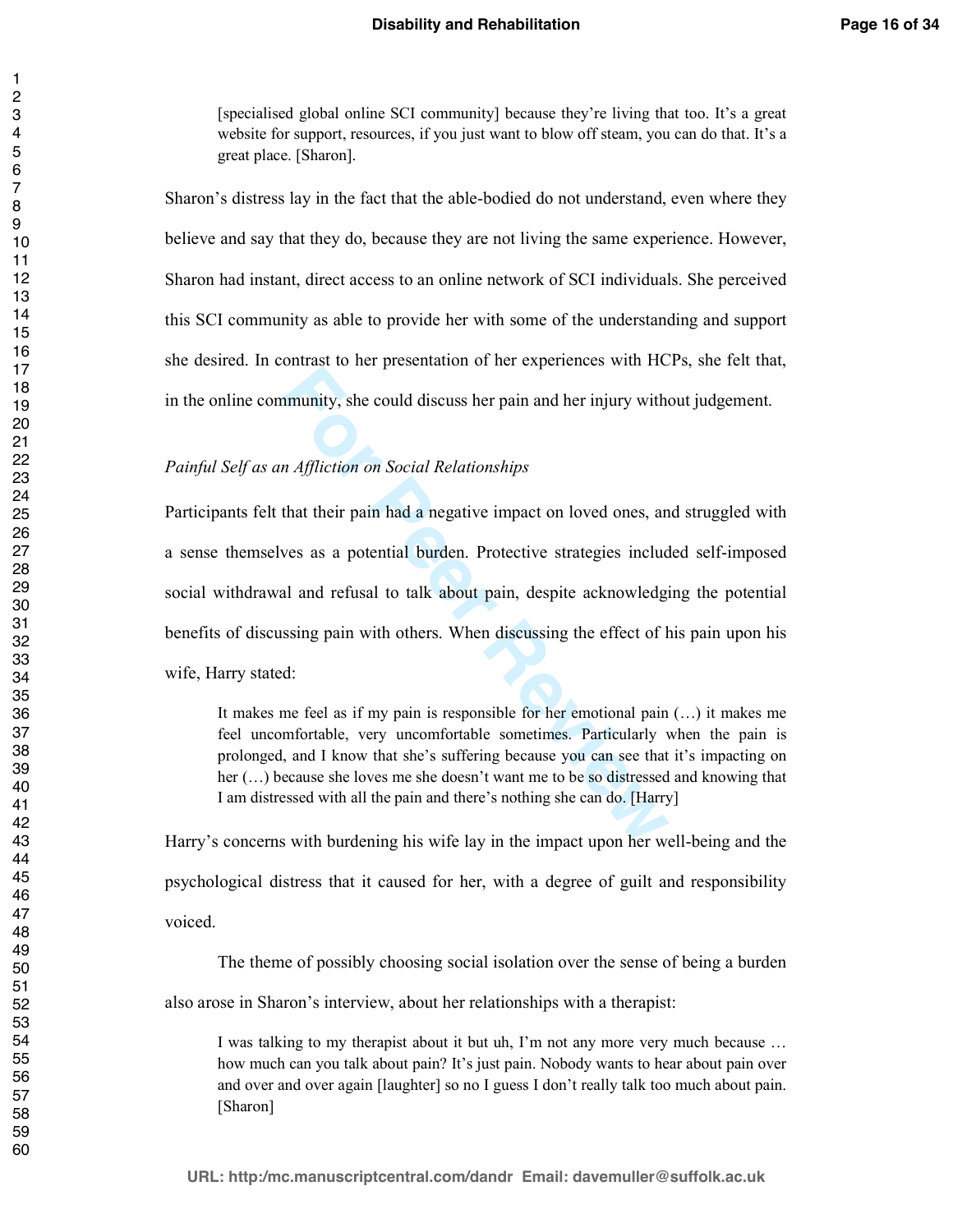> [specialised global online SCI community] because they're living that too. It's a great website for support, resources, if you just want to blow off steam, you can do that. It's a great place. [Sharon].

Sharon's distress lay in the fact that the able-bodied do not understand, even where they believe and say that they do, because they are not living the same experience. However, Sharon had instant, direct access to an online network of SCI individuals. She perceived this SCI community as able to provide her with some of the understanding and support she desired. In contrast to her presentation of her experiences with HCPs, she felt that, in the online community, she could discuss her pain and her injury without judgement.

*Painful Self as an Affliction on Social Relationships*

Participants felt that their pain had a negative impact on loved ones, and struggled with a sense themselves as a potential burden. Protective strategies included self-imposed social withdrawal and refusal to talk about pain, despite acknowledging the potential benefits of discussing pain with others. When discussing the effect of his pain upon his wife, Harry stated:

> It makes me feel as if my pain is responsible for her emotional pain (…) it makes me feel uncomfortable, very uncomfortable sometimes. Particularly when the pain is prolonged, and I know that she's suffering because you can see that it's impacting on her (…) because she loves me she doesn't want me to be so distressed and knowing that I am distressed with all the pain and there's nothing she can do. [Harry]

Harry's concerns with burdening his wife lay in the impact upon her well-being and the psychological distress that it caused for her, with a degree of guilt and responsibility voiced.

The theme of possibly choosing social isolation over the sense of being a burden also arose in Sharon's interview, about her relationships with a therapist:

> I was talking to my therapist about it but uh, I'm not any more very much because … how much can you talk about pain? It's just pain. Nobody wants to hear about pain over and over and over again [laughter] so no I guess I don't really talk too much about pain. [Sharon]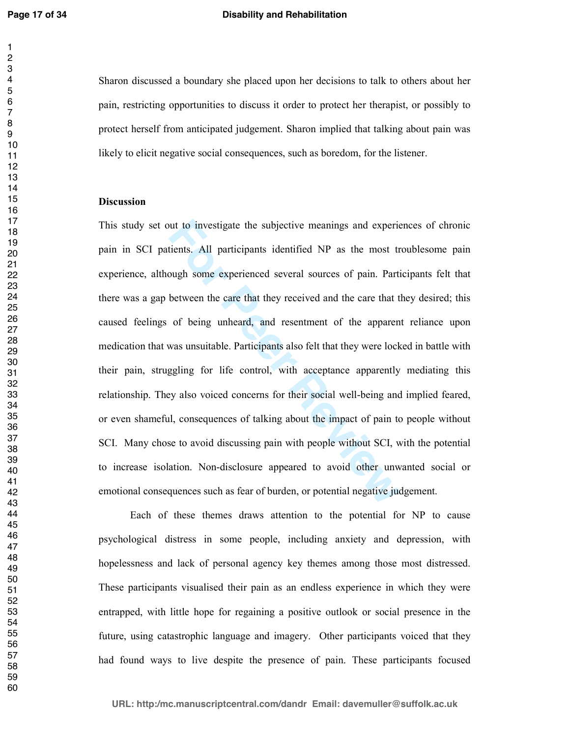Sharon discussed a boundary she placed upon her decisions to talk to others about her pain, restricting opportunities to discuss it order to protect her therapist, or possibly to protect herself from anticipated judgement. Sharon implied that talking about pain was likely to elicit negative social consequences, such as boredom, for the listener.

**Discussion**

This study set out to investigate the subjective meanings and experiences of chronic pain in SCI patients. All participants identified NP as the most troublesome pain experience, although some experienced several sources of pain. Participants felt that there was a gap between the care that they received and the care that they desired; this caused feelings of being unheard, and resentment of the apparent reliance upon medication that was unsuitable. Participants also felt that they were locked in battle with their pain, struggling for life control, with acceptance apparently mediating this relationship. They also voiced concerns for their social well-being and implied feared, or even shameful, consequences of talking about the impact of pain to people without SCI. Many chose to avoid discussing pain with people without SCI, with the potential to increase isolation. Non-disclosure appeared to avoid other unwanted social or emotional consequences such as fear of burden, or potential negative judgement.

Each of these themes draws attention to the potential for NP to cause psychological distress in some people, including anxiety and depression, with hopelessness and lack of personal agency key themes among those most distressed. These participants visualised their pain as an endless experience in which they were entrapped, with little hope for regaining a positive outlook or social presence in the future, using catastrophic language and imagery. Other participants voiced that they had found ways to live despite the presence of pain. These participants focused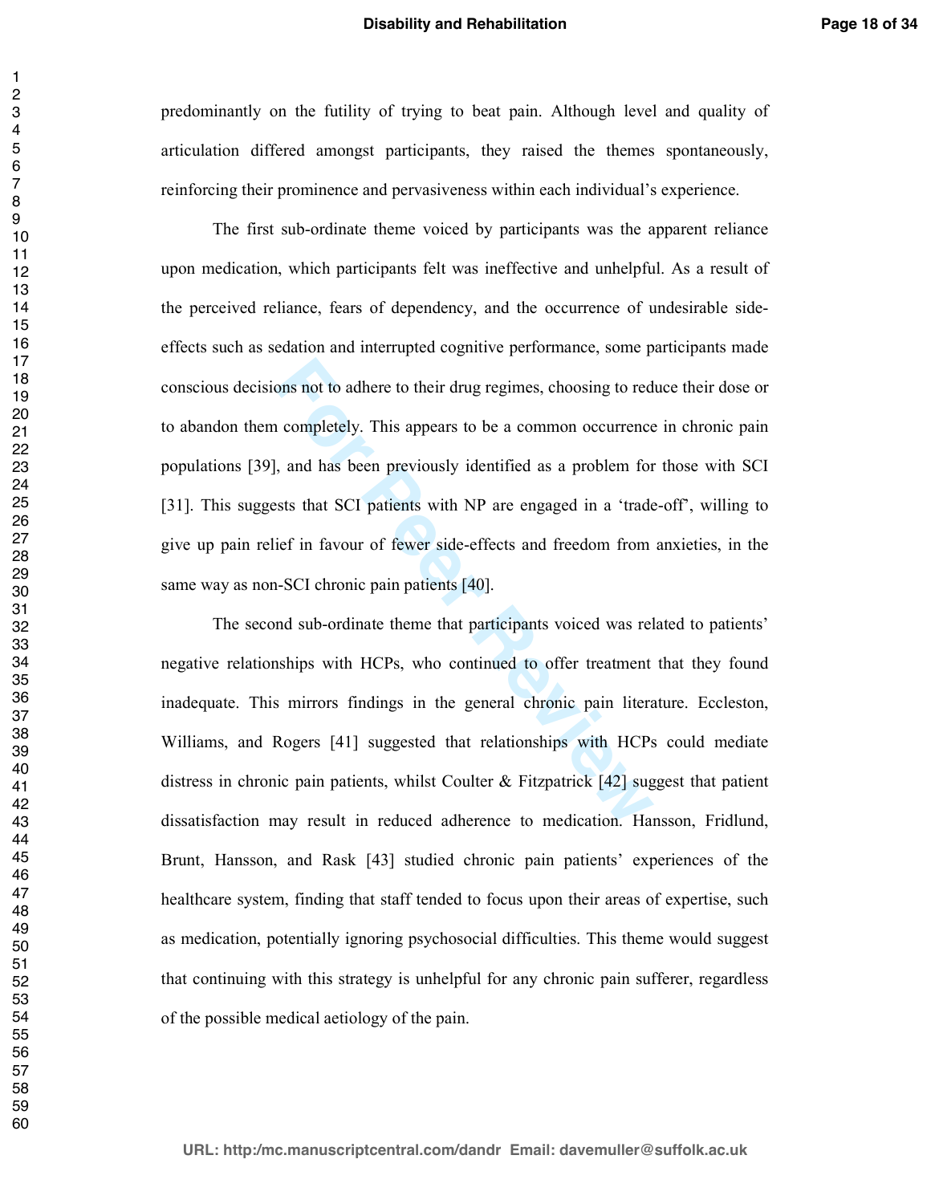predominantly on the futility of trying to beat pain. Although level and quality of articulation differed amongst participants, they raised the themes spontaneously, reinforcing their prominence and pervasiveness within each individual's experience.

The first sub-ordinate theme voiced by participants was the apparent reliance upon medication, which participants felt was ineffective and unhelpful. As a result of the perceived reliance, fears of dependency, and the occurrence of undesirable side-effects such as sedation and interrupted cognitive performance, some participants made conscious decisions not to adhere to their drug regimes, choosing to reduce their dose or to abandon them completely. This appears to be a common occurrence in chronic pain populations [39], and has been previously identified as a problem for those with SCI [31]. This suggests that SCI patients with NP are engaged in a 'trade-off', willing to give up pain relief in favour of fewer side-effects and freedom from anxieties, in the same way as non-SCI chronic pain patients [40].

The second sub-ordinate theme that participants voiced was related to patients' negative relationships with HCPs, who continued to offer treatment that they found inadequate. This mirrors findings in the general chronic pain literature. Eccleston, Williams, and Rogers [41] suggested that relationships with HCPs could mediate distress in chronic pain patients, whilst Coulter & Fitzpatrick [42] suggest that patient dissatisfaction may result in reduced adherence to medication. Hansson, Fridlund, Brunt, Hansson, and Rask [43] studied chronic pain patients' experiences of the healthcare system, finding that staff tended to focus upon their areas of expertise, such as medication, potentially ignoring psychosocial difficulties. This theme would suggest that continuing with this strategy is unhelpful for any chronic pain sufferer, regardless of the possible medical aetiology of the pain.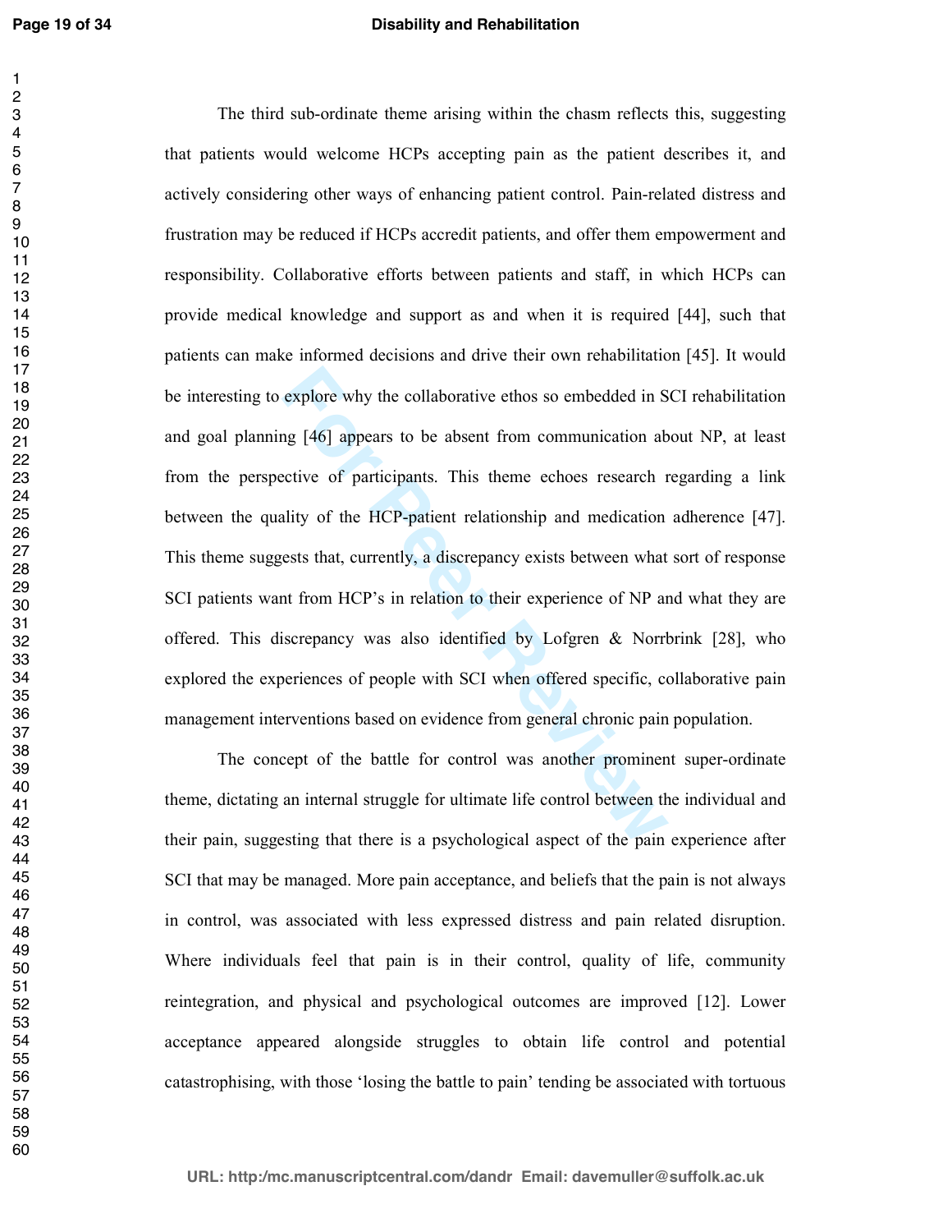The third sub-ordinate theme arising within the chasm reflects this, suggesting that patients would welcome HCPs accepting pain as the patient describes it, and actively considering other ways of enhancing patient control. Pain-related distress and frustration may be reduced if HCPs accredit patients, and offer them empowerment and responsibility. Collaborative efforts between patients and staff, in which HCPs can provide medical knowledge and support as and when it is required [44], such that patients can make informed decisions and drive their own rehabilitation [45]. It would be interesting to explore why the collaborative ethos so embedded in SCI rehabilitation and goal planning [46] appears to be absent from communication about NP, at least from the perspective of participants. This theme echoes research regarding a link between the quality of the HCP-patient relationship and medication adherence [47]. This theme suggests that, currently, a discrepancy exists between what sort of response SCI patients want from HCP's in relation to their experience of NP and what they are offered. This discrepancy was also identified by Lofgren & Norrbrink [28], who explored the experiences of people with SCI when offered specific, collaborative pain management interventions based on evidence from general chronic pain population.

The concept of the battle for control was another prominent super-ordinate theme, dictating an internal struggle for ultimate life control between the individual and their pain, suggesting that there is a psychological aspect of the pain experience after SCI that may be managed. More pain acceptance, and beliefs that the pain is not always in control, was associated with less expressed distress and pain related disruption. Where individuals feel that pain is in their control, quality of life, community reintegration, and physical and psychological outcomes are improved [12]. Lower acceptance appeared alongside struggles to obtain life control and potential catastrophising, with those 'losing the battle to pain' tending be associated with tortuous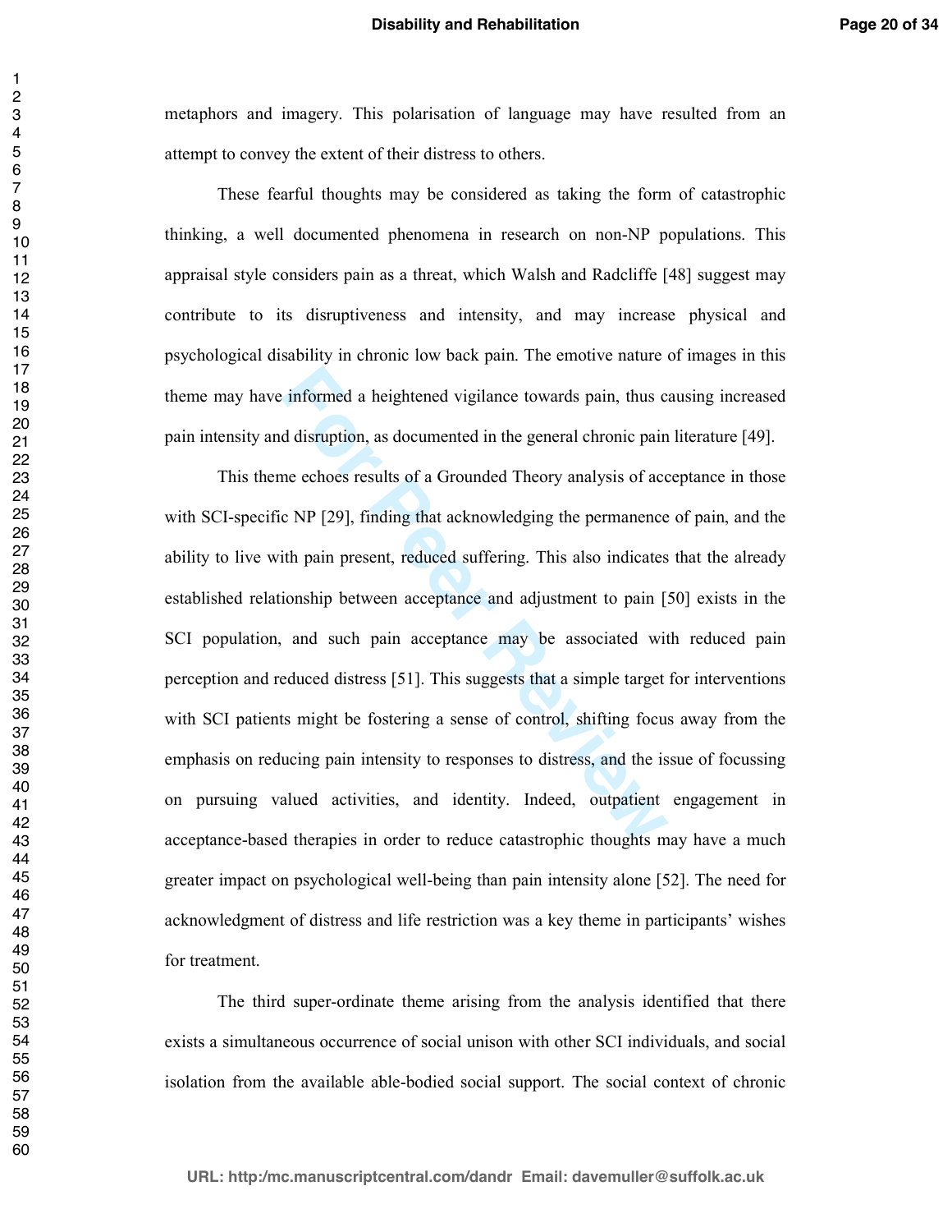metaphors and imagery. This polarisation of language may have resulted from an attempt to convey the extent of their distress to others.

These fearful thoughts may be considered as taking the form of catastrophic thinking, a well documented phenomena in research on non-NP populations. This appraisal style considers pain as a threat, which Walsh and Radcliffe [48] suggest may contribute to its disruptiveness and intensity, and may increase physical and psychological disability in chronic low back pain. The emotive nature of images in this theme may have informed a heightened vigilance towards pain, thus causing increased pain intensity and disruption, as documented in the general chronic pain literature [49].

This theme echoes results of a Grounded Theory analysis of acceptance in those with SCI-specific NP [29], finding that acknowledging the permanence of pain, and the ability to live with pain present, reduced suffering. This also indicates that the already established relationship between acceptance and adjustment to pain [50] exists in the SCI population, and such pain acceptance may be associated with reduced pain perception and reduced distress [51]. This suggests that a simple target for interventions with SCI patients might be fostering a sense of control, shifting focus away from the emphasis on reducing pain intensity to responses to distress, and the issue of focussing on pursuing valued activities, and identity. Indeed, outpatient engagement in acceptance-based therapies in order to reduce catastrophic thoughts may have a much greater impact on psychological well-being than pain intensity alone [52]. The need for acknowledgment of distress and life restriction was a key theme in participants' wishes for treatment.

The third super-ordinate theme arising from the analysis identified that there exists a simultaneous occurrence of social unison with other SCI individuals, and social isolation from the available able-bodied social support. The social context of chronic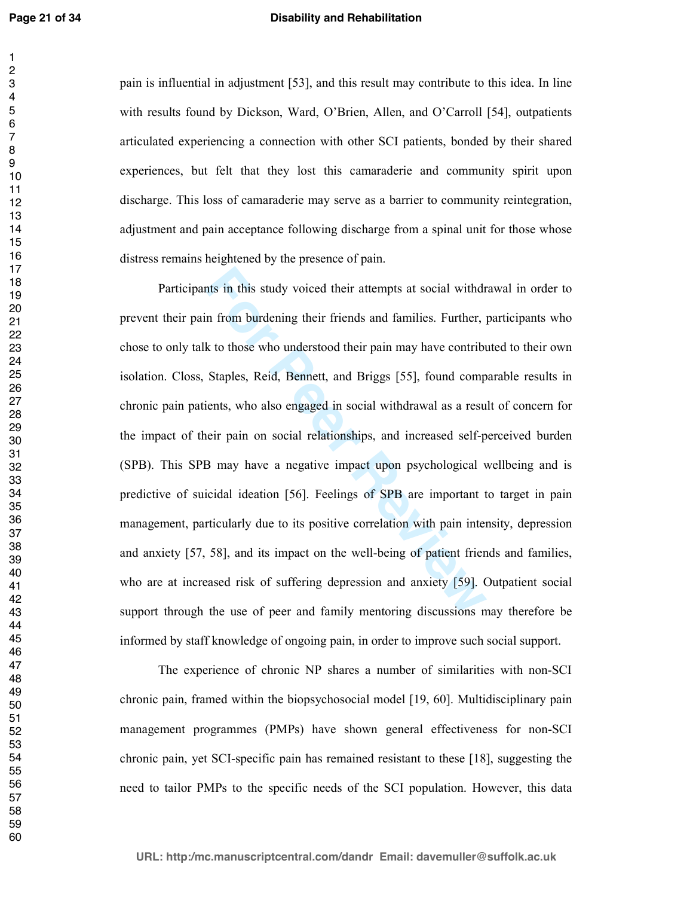pain is influential in adjustment [53], and this result may contribute to this idea. In line with results found by Dickson, Ward, O'Brien, Allen, and O'Carroll [54], outpatients articulated experiencing a connection with other SCI patients, bonded by their shared experiences, but felt that they lost this camaraderie and community spirit upon discharge. This loss of camaraderie may serve as a barrier to community reintegration, adjustment and pain acceptance following discharge from a spinal unit for those whose distress remains heightened by the presence of pain.

Participants in this study voiced their attempts at social withdrawal in order to prevent their pain from burdening their friends and families. Further, participants who chose to only talk to those who understood their pain may have contributed to their own isolation. Closs, Staples, Reid, Bennett, and Briggs [55], found comparable results in chronic pain patients, who also engaged in social withdrawal as a result of concern for the impact of their pain on social relationships, and increased self-perceived burden (SPB). This SPB may have a negative impact upon psychological wellbeing and is predictive of suicidal ideation [56]. Feelings of SPB are important to target in pain management, particularly due to its positive correlation with pain intensity, depression and anxiety [57, 58], and its impact on the well-being of patient friends and families, who are at increased risk of suffering depression and anxiety [59]. Outpatient social support through the use of peer and family mentoring discussions may therefore be informed by staff knowledge of ongoing pain, in order to improve such social support.

The experience of chronic NP shares a number of similarities with non-SCI chronic pain, framed within the biopsychosocial model [19, 60]. Multidisciplinary pain management programmes (PMPs) have shown general effectiveness for non-SCI chronic pain, yet SCI-specific pain has remained resistant to these [18], suggesting the need to tailor PMPs to the specific needs of the SCI population. However, this data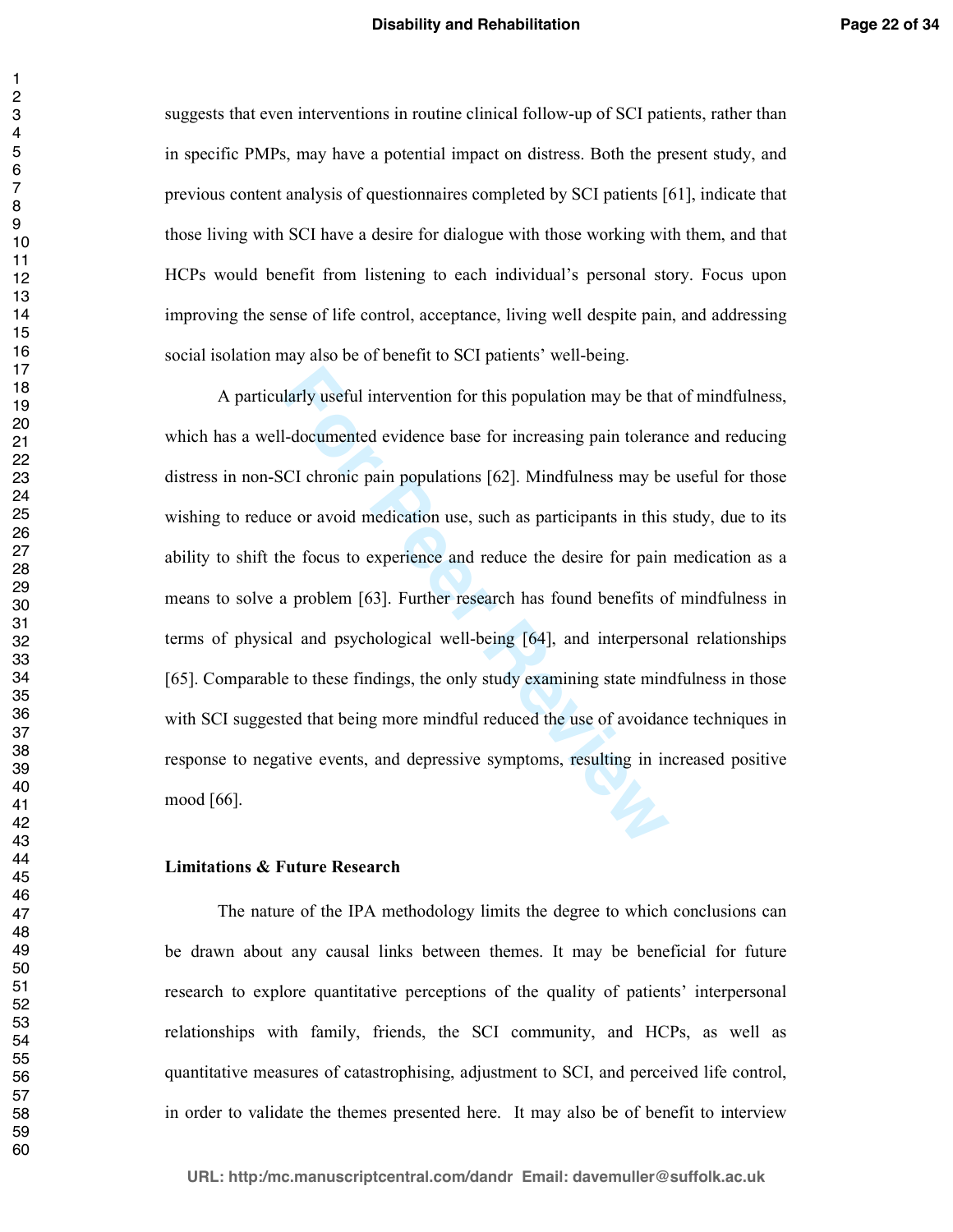suggests that even interventions in routine clinical follow-up of SCI patients, rather than in specific PMPs, may have a potential impact on distress. Both the present study, and previous content analysis of questionnaires completed by SCI patients [61], indicate that those living with SCI have a desire for dialogue with those working with them, and that HCPs would benefit from listening to each individual's personal story. Focus upon improving the sense of life control, acceptance, living well despite pain, and addressing social isolation may also be of benefit to SCI patients' well-being.

A particularly useful intervention for this population may be that of mindfulness, which has a well-documented evidence base for increasing pain tolerance and reducing distress in non-SCI chronic pain populations [62]. Mindfulness may be useful for those wishing to reduce or avoid medication use, such as participants in this study, due to its ability to shift the focus to experience and reduce the desire for pain medication as a means to solve a problem [63]. Further research has found benefits of mindfulness in terms of physical and psychological well-being [64], and interpersonal relationships [65]. Comparable to these findings, the only study examining state mindfulness in those with SCI suggested that being more mindful reduced the use of avoidance techniques in response to negative events, and depressive symptoms, resulting in increased positive mood [66].

**Limitations & Future Research**

The nature of the IPA methodology limits the degree to which conclusions can be drawn about any causal links between themes. It may be beneficial for future research to explore quantitative perceptions of the quality of patients' interpersonal relationships with family, friends, the SCI community, and HCPs, as well as quantitative measures of catastrophising, adjustment to SCI, and perceived life control, in order to validate the themes presented here. It may also be of benefit to interview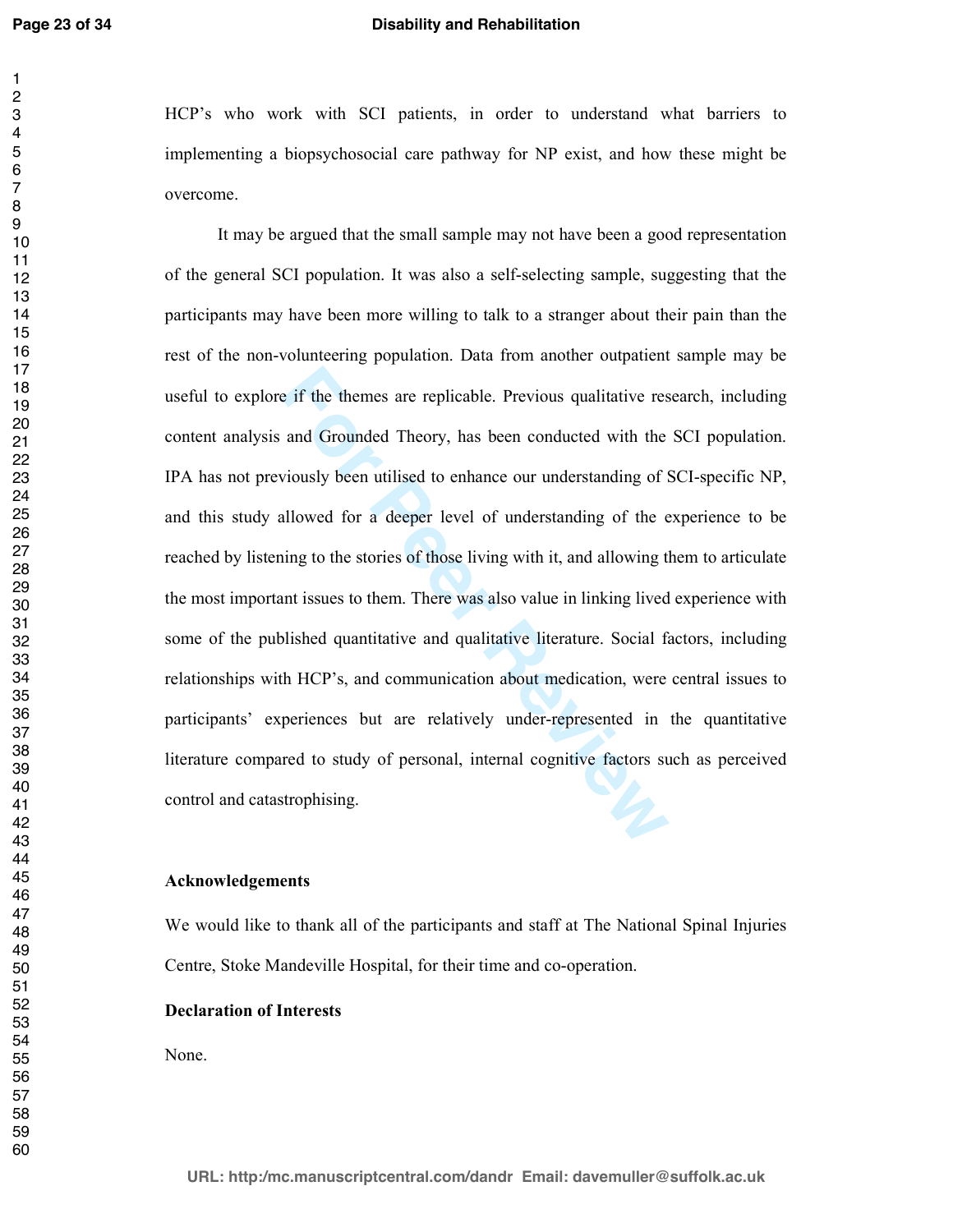HCP's who work with SCI patients, in order to understand what barriers to implementing a biopsychosocial care pathway for NP exist, and how these might be overcome.

It may be argued that the small sample may not have been a good representation of the general SCI population. It was also a self-selecting sample, suggesting that the participants may have been more willing to talk to a stranger about their pain than the rest of the non-volunteering population. Data from another outpatient sample may be useful to explore if the themes are replicable. Previous qualitative research, including content analysis and Grounded Theory, has been conducted with the SCI population. IPA has not previously been utilised to enhance our understanding of SCI-specific NP, and this study allowed for a deeper level of understanding of the experience to be reached by listening to the stories of those living with it, and allowing them to articulate the most important issues to them. There was also value in linking lived experience with some of the published quantitative and qualitative literature. Social factors, including relationships with HCP's, and communication about medication, were central issues to participants' experiences but are relatively under-represented in the quantitative literature compared to study of personal, internal cognitive factors such as perceived control and catastrophising.

**Acknowledgements**

We would like to thank all of the participants and staff at The National Spinal Injuries Centre, Stoke Mandeville Hospital, for their time and co-operation.

**Declaration of Interests**

None.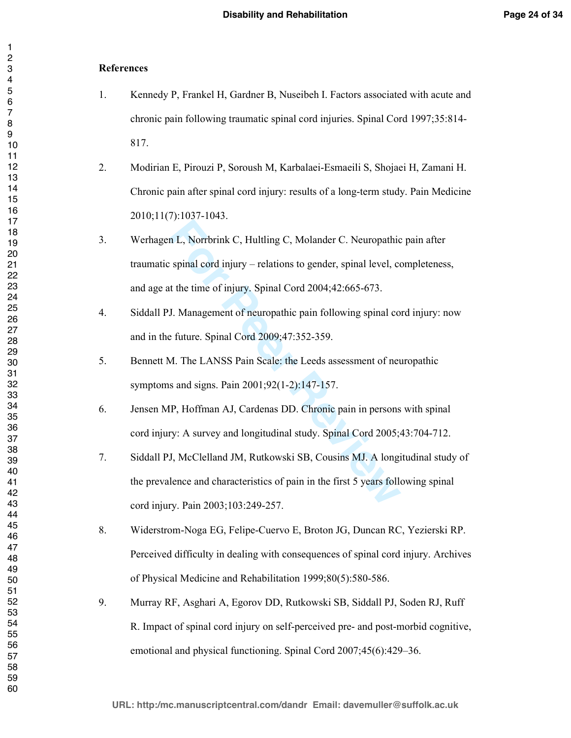## References

1. Kennedy P, Frankel H, Gardner B, Nuseibeh I. Factors associated with acute and chronic pain following traumatic spinal cord injuries. Spinal Cord 1997;35:814-817.
2. Modirian E, Pirouzi P, Soroush M, Karbalaei-Esmaeili S, Shojaei H, Zamani H. Chronic pain after spinal cord injury: results of a long-term study. Pain Medicine 2010;11(7):1037-1043.
3. Werhagen L, Norrbrink C, Hultling C, Molander C. Neuropathic pain after traumatic spinal cord injury – relations to gender, spinal level, completeness, and age at the time of injury. Spinal Cord 2004;42:665-673.
4. Siddall PJ. Management of neuropathic pain following spinal cord injury: now and in the future. Spinal Cord 2009;47:352-359.
5. Bennett M. The LANSS Pain Scale: the Leeds assessment of neuropathic symptoms and signs. Pain 2001;92(1-2):147-157.
6. Jensen MP, Hoffman AJ, Cardenas DD. Chronic pain in persons with spinal cord injury: A survey and longitudinal study. Spinal Cord 2005;43:704-712.
7. Siddall PJ, McClelland JM, Rutkowski SB, Cousins MJ. A longitudinal study of the prevalence and characteristics of pain in the first 5 years following spinal cord injury. Pain 2003;103:249-257.
8. Widerstrom-Noga EG, Felipe-Cuervo E, Broton JG, Duncan RC, Yezierski RP. Perceived difficulty in dealing with consequences of spinal cord injury. Archives of Physical Medicine and Rehabilitation 1999;80(5):580-586.
9. Murray RF, Asghari A, Egorov DD, Rutkowski SB, Siddall PJ, Soden RJ, Ruff R. Impact of spinal cord injury on self-perceived pre- and post-morbid cognitive, emotional and physical functioning. Spinal Cord 2007;45(6):429–36.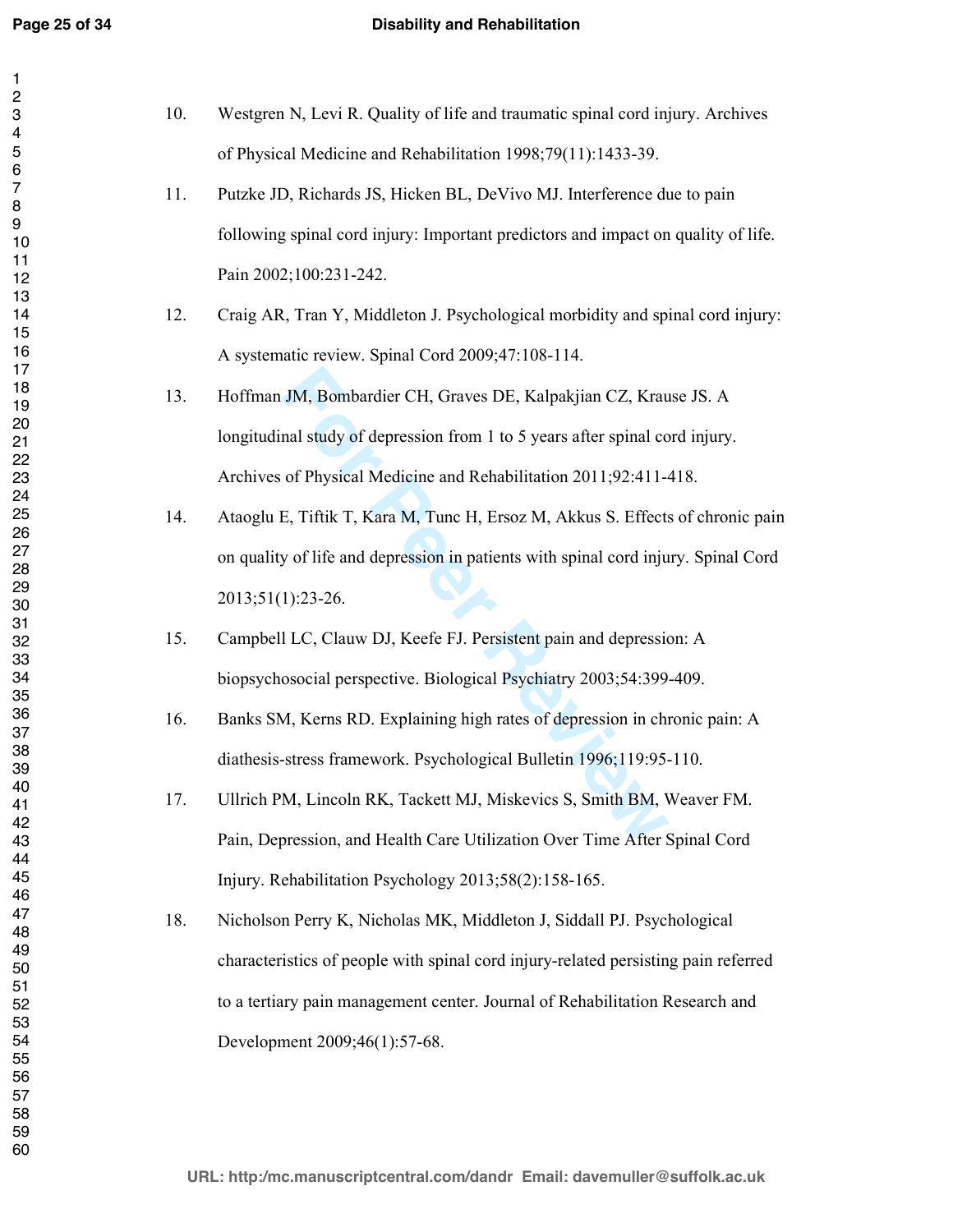10. Westgren N, Levi R. Quality of life and traumatic spinal cord injury. Archives of Physical Medicine and Rehabilitation 1998;79(11):1433-39.

11. Putzke JD, Richards JS, Hicken BL, DeVivo MJ. Interference due to pain following spinal cord injury: Important predictors and impact on quality of life. Pain 2002;100:231-242.

12. Craig AR, Tran Y, Middleton J. Psychological morbidity and spinal cord injury: A systematic review. Spinal Cord 2009;47:108-114.

13. Hoffman JM, Bombardier CH, Graves DE, Kalpakjian CZ, Krause JS. A longitudinal study of depression from 1 to 5 years after spinal cord injury. Archives of Physical Medicine and Rehabilitation 2011;92:411-418.

14. Ataoglu E, Tiftik T, Kara M, Tunc H, Ersoz M, Akkus S. Effects of chronic pain on quality of life and depression in patients with spinal cord injury. Spinal Cord 2013;51(1):23-26.

15. Campbell LC, Clauw DJ, Keefe FJ. Persistent pain and depression: A biopsychosocial perspective. Biological Psychiatry 2003;54:399-409.

16. Banks SM, Kerns RD. Explaining high rates of depression in chronic pain: A diathesis-stress framework. Psychological Bulletin 1996;119:95-110.

17. Ullrich PM, Lincoln RK, Tackett MJ, Miskevics S, Smith BM, Weaver FM. Pain, Depression, and Health Care Utilization Over Time After Spinal Cord Injury. Rehabilitation Psychology 2013;58(2):158-165.

18. Nicholson Perry K, Nicholas MK, Middleton J, Siddall PJ. Psychological characteristics of people with spinal cord injury-related persisting pain referred to a tertiary pain management center. Journal of Rehabilitation Research and Development 2009;46(1):57-68.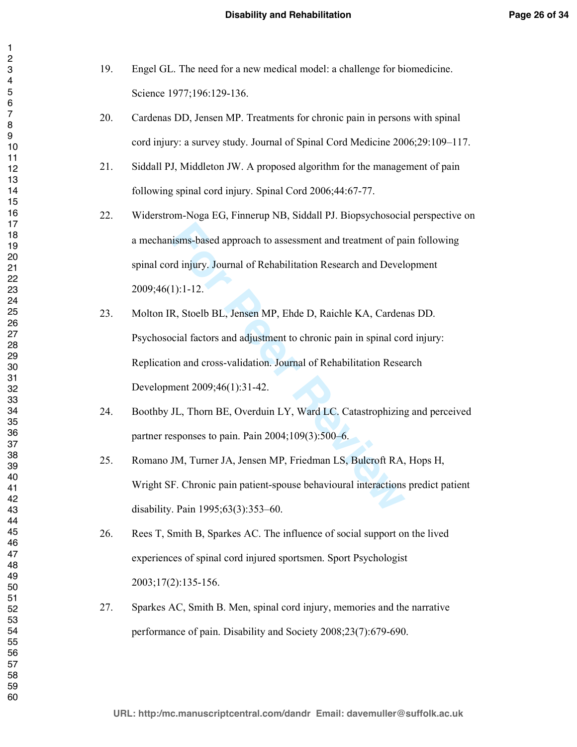19. Engel GL. The need for a new medical model: a challenge for biomedicine. Science 1977;196:129-136.

20. Cardenas DD, Jensen MP. Treatments for chronic pain in persons with spinal cord injury: a survey study. Journal of Spinal Cord Medicine 2006;29:109–117.

21. Siddall PJ, Middleton JW. A proposed algorithm for the management of pain following spinal cord injury. Spinal Cord 2006;44:67-77.

22. Widerstrom-Noga EG, Finnerup NB, Siddall PJ. Biopsychosocial perspective on a mechanisms-based approach to assessment and treatment of pain following spinal cord injury. Journal of Rehabilitation Research and Development 2009;46(1):1-12.

23. Molton IR, Stoelb BL, Jensen MP, Ehde D, Raichle KA, Cardenas DD. Psychosocial factors and adjustment to chronic pain in spinal cord injury: Replication and cross-validation. Journal of Rehabilitation Research Development 2009;46(1):31-42.

24. Boothby JL, Thorn BE, Overduin LY, Ward LC. Catastrophizing and perceived partner responses to pain. Pain 2004;109(3):500–6.

25. Romano JM, Turner JA, Jensen MP, Friedman LS, Bulcroft RA, Hops H, Wright SF. Chronic pain patient-spouse behavioural interactions predict patient disability. Pain 1995;63(3):353–60.

26. Rees T, Smith B, Sparkes AC. The influence of social support on the lived experiences of spinal cord injured sportsmen. Sport Psychologist 2003;17(2):135-156.

27. Sparkes AC, Smith B. Men, spinal cord injury, memories and the narrative performance of pain. Disability and Society 2008;23(7):679-690.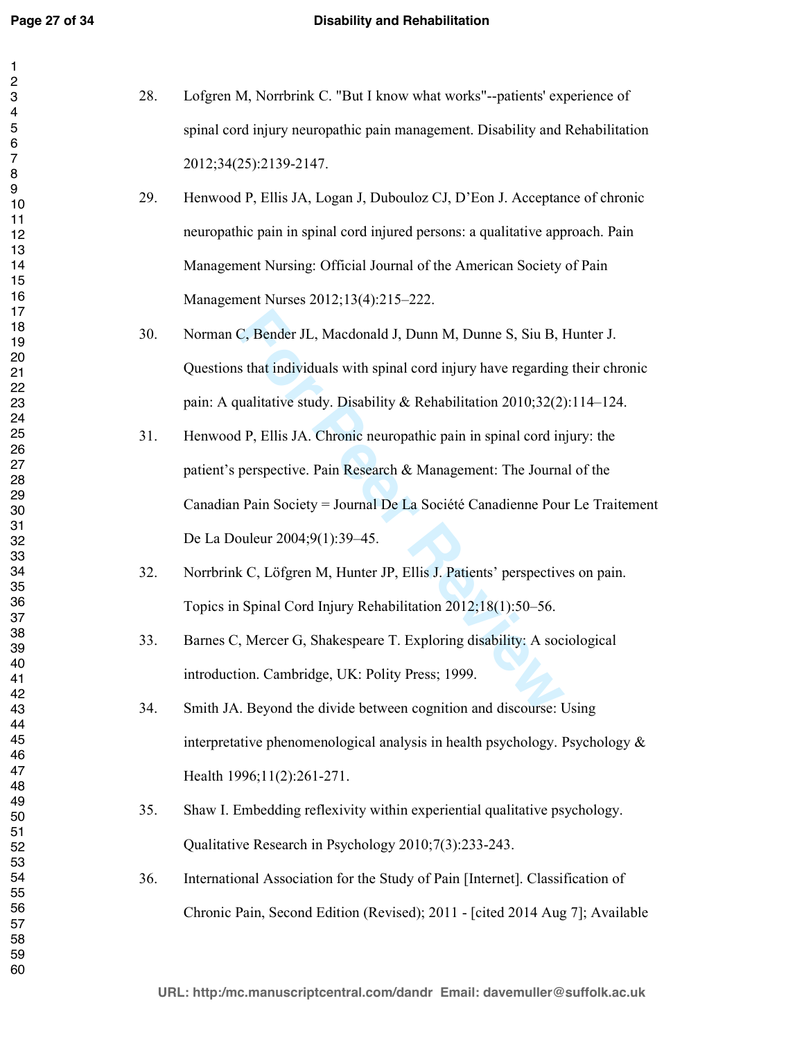28. Lofgren M, Norrbrink C. "But I know what works"--patients' experience of spinal cord injury neuropathic pain management. Disability and Rehabilitation 2012;34(25):2139-2147.

29. Henwood P, Ellis JA, Logan J, Dubouloz CJ, D'Eon J. Acceptance of chronic neuropathic pain in spinal cord injured persons: a qualitative approach. Pain Management Nursing: Official Journal of the American Society of Pain Management Nurses 2012;13(4):215–222.

30. Norman C, Bender JL, Macdonald J, Dunn M, Dunne S, Siu B, Hunter J. Questions that individuals with spinal cord injury have regarding their chronic pain: A qualitative study. Disability & Rehabilitation 2010;32(2):114–124.

31. Henwood P, Ellis JA. Chronic neuropathic pain in spinal cord injury: the patient's perspective. Pain Research & Management: The Journal of the Canadian Pain Society = Journal De La Société Canadienne Pour Le Traitement De La Douleur 2004;9(1):39–45.

32. Norrbrink C, Löfgren M, Hunter JP, Ellis J. Patients' perspectives on pain. Topics in Spinal Cord Injury Rehabilitation 2012;18(1):50–56.

33. Barnes C, Mercer G, Shakespeare T. Exploring disability: A sociological introduction. Cambridge, UK: Polity Press; 1999.

34. Smith JA. Beyond the divide between cognition and discourse: Using interpretative phenomenological analysis in health psychology. Psychology & Health 1996;11(2):261-271.

35. Shaw I. Embedding reflexivity within experiential qualitative psychology. Qualitative Research in Psychology 2010;7(3):233-243.

36. International Association for the Study of Pain [Internet]. Classification of Chronic Pain, Second Edition (Revised); 2011 - [cited 2014 Aug 7]; Available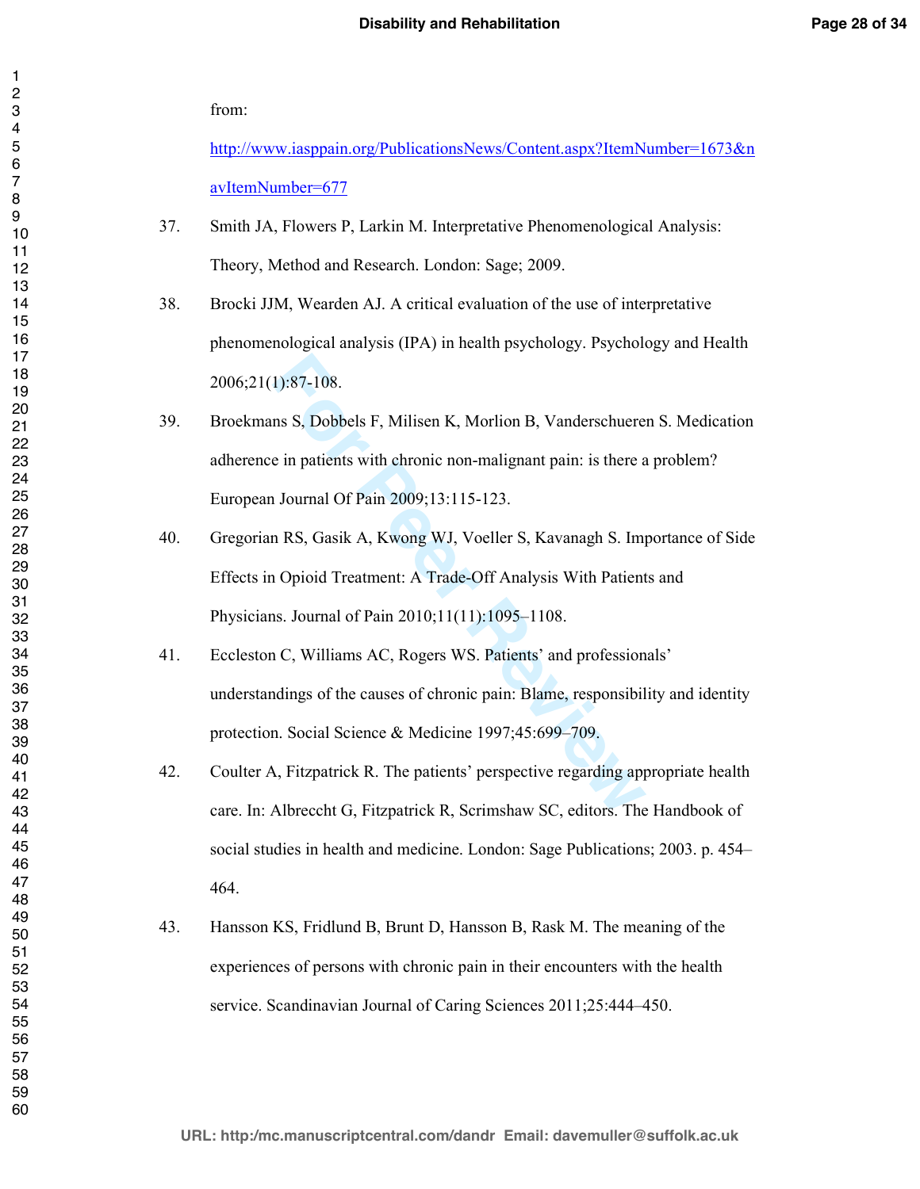from:

http://www.iasppain.org/PublicationsNews/Content.aspx?ItemNumber=1673&navItemNumber=677

37. Smith JA, Flowers P, Larkin M. Interpretative Phenomenological Analysis: Theory, Method and Research. London: Sage; 2009.

38. Brocki JJM, Wearden AJ. A critical evaluation of the use of interpretative phenomenological analysis (IPA) in health psychology. Psychology and Health 2006;21(1):87-108.

39. Broekmans S, Dobbels F, Milisen K, Morlion B, Vanderschueren S. Medication adherence in patients with chronic non-malignant pain: is there a problem? European Journal Of Pain 2009;13:115-123.

40. Gregorian RS, Gasik A, Kwong WJ, Voeller S, Kavanagh S. Importance of Side Effects in Opioid Treatment: A Trade-Off Analysis With Patients and Physicians. Journal of Pain 2010;11(11):1095–1108.

41. Eccleston C, Williams AC, Rogers WS. Patients' and professionals' understandings of the causes of chronic pain: Blame, responsibility and identity protection. Social Science & Medicine 1997;45:699–709.

42. Coulter A, Fitzpatrick R. The patients' perspective regarding appropriate health care. In: Albreccht G, Fitzpatrick R, Scrimshaw SC, editors. The Handbook of social studies in health and medicine. London: Sage Publications; 2003. p. 454–464.

43. Hansson KS, Fridlund B, Brunt D, Hansson B, Rask M. The meaning of the experiences of persons with chronic pain in their encounters with the health service. Scandinavian Journal of Caring Sciences 2011;25:444–450.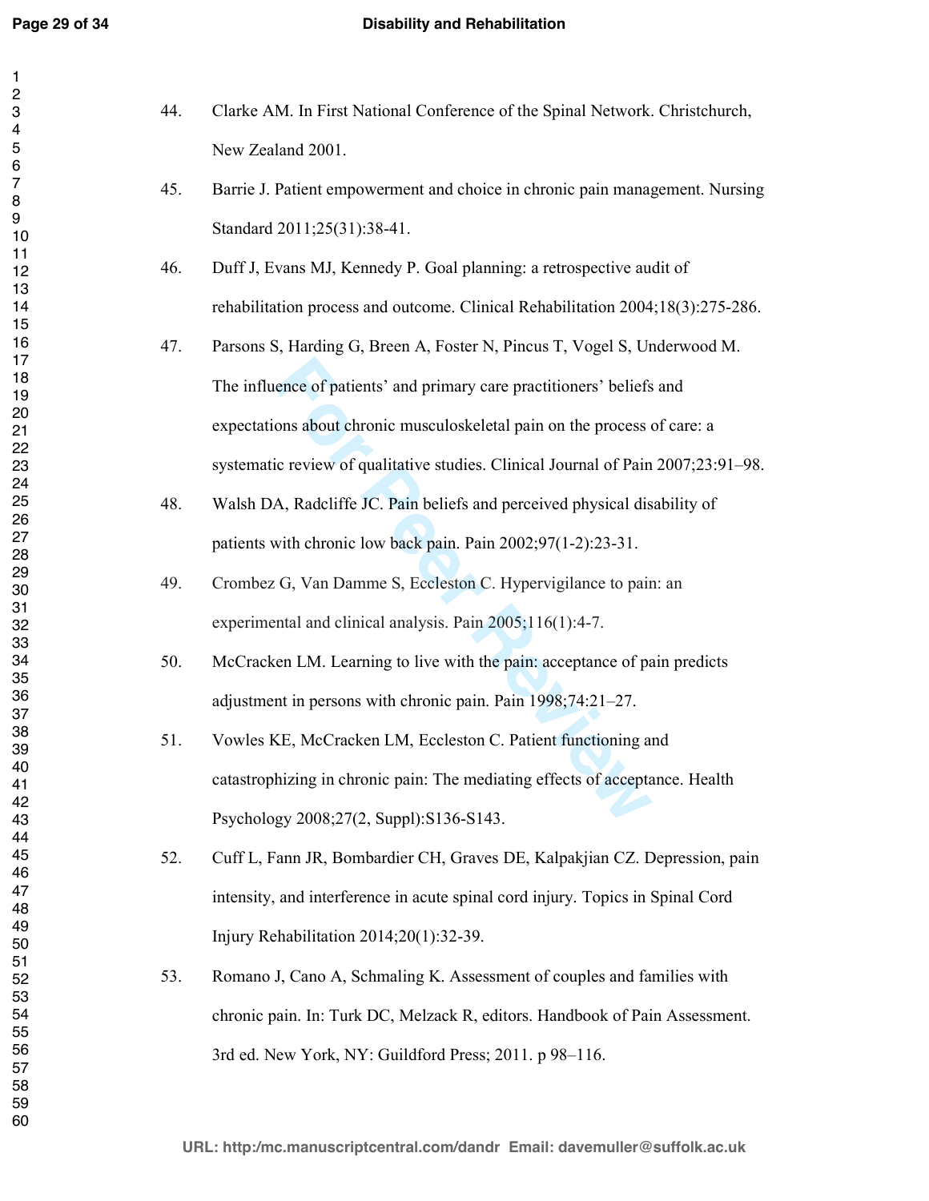44. Clarke AM. In First National Conference of the Spinal Network. Christchurch, New Zealand 2001.

45. Barrie J. Patient empowerment and choice in chronic pain management. Nursing Standard 2011;25(31):38-41.

46. Duff J, Evans MJ, Kennedy P. Goal planning: a retrospective audit of rehabilitation process and outcome. Clinical Rehabilitation 2004;18(3):275-286.

47. Parsons S, Harding G, Breen A, Foster N, Pincus T, Vogel S, Underwood M. The influence of patients' and primary care practitioners' beliefs and expectations about chronic musculoskeletal pain on the process of care: a systematic review of qualitative studies. Clinical Journal of Pain 2007;23:91–98.

48. Walsh DA, Radcliffe JC. Pain beliefs and perceived physical disability of patients with chronic low back pain. Pain 2002;97(1-2):23-31.

49. Crombez G, Van Damme S, Eccleston C. Hypervigilance to pain: an experimental and clinical analysis. Pain 2005;116(1):4-7.

50. McCracken LM. Learning to live with the pain: acceptance of pain predicts adjustment in persons with chronic pain. Pain 1998;74:21–27.

51. Vowles KE, McCracken LM, Eccleston C. Patient functioning and catastrophizing in chronic pain: The mediating effects of acceptance. Health Psychology 2008;27(2, Suppl):S136-S143.

52. Cuff L, Fann JR, Bombardier CH, Graves DE, Kalpakjian CZ. Depression, pain intensity, and interference in acute spinal cord injury. Topics in Spinal Cord Injury Rehabilitation 2014;20(1):32-39.

53. Romano J, Cano A, Schmaling K. Assessment of couples and families with chronic pain. In: Turk DC, Melzack R, editors. Handbook of Pain Assessment. 3rd ed. New York, NY: Guildford Press; 2011. p 98–116.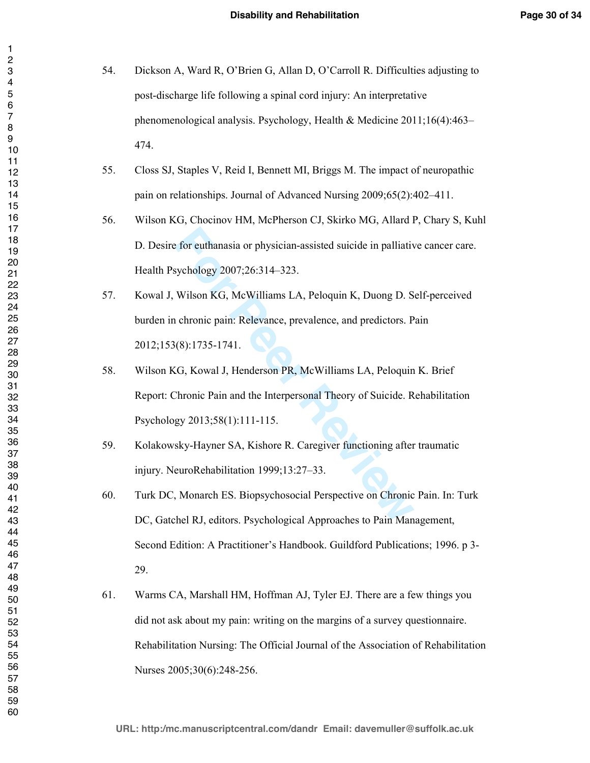54. Dickson A, Ward R, O'Brien G, Allan D, O'Carroll R. Difficulties adjusting to post-discharge life following a spinal cord injury: An interpretative phenomenological analysis. Psychology, Health & Medicine 2011;16(4):463–474.

55. Closs SJ, Staples V, Reid I, Bennett MI, Briggs M. The impact of neuropathic pain on relationships. Journal of Advanced Nursing 2009;65(2):402–411.

56. Wilson KG, Chocinov HM, McPherson CJ, Skirko MG, Allard P, Chary S, Kuhl D. Desire for euthanasia or physician-assisted suicide in palliative cancer care. Health Psychology 2007;26:314–323.

57. Kowal J, Wilson KG, McWilliams LA, Peloquin K, Duong D. Self-perceived burden in chronic pain: Relevance, prevalence, and predictors. Pain 2012;153(8):1735-1741.

58. Wilson KG, Kowal J, Henderson PR, McWilliams LA, Peloquin K. Brief Report: Chronic Pain and the Interpersonal Theory of Suicide. Rehabilitation Psychology 2013;58(1):111-115.

59. Kolakowsky-Hayner SA, Kishore R. Caregiver functioning after traumatic injury. NeuroRehabilitation 1999;13:27–33.

60. Turk DC, Monarch ES. Biopsychosocial Perspective on Chronic Pain. In: Turk DC, Gatchel RJ, editors. Psychological Approaches to Pain Management, Second Edition: A Practitioner's Handbook. Guildford Publications; 1996. p 3-29.

61. Warms CA, Marshall HM, Hoffman AJ, Tyler EJ. There are a few things you did not ask about my pain: writing on the margins of a survey questionnaire. Rehabilitation Nursing: The Official Journal of the Association of Rehabilitation Nurses 2005;30(6):248-256.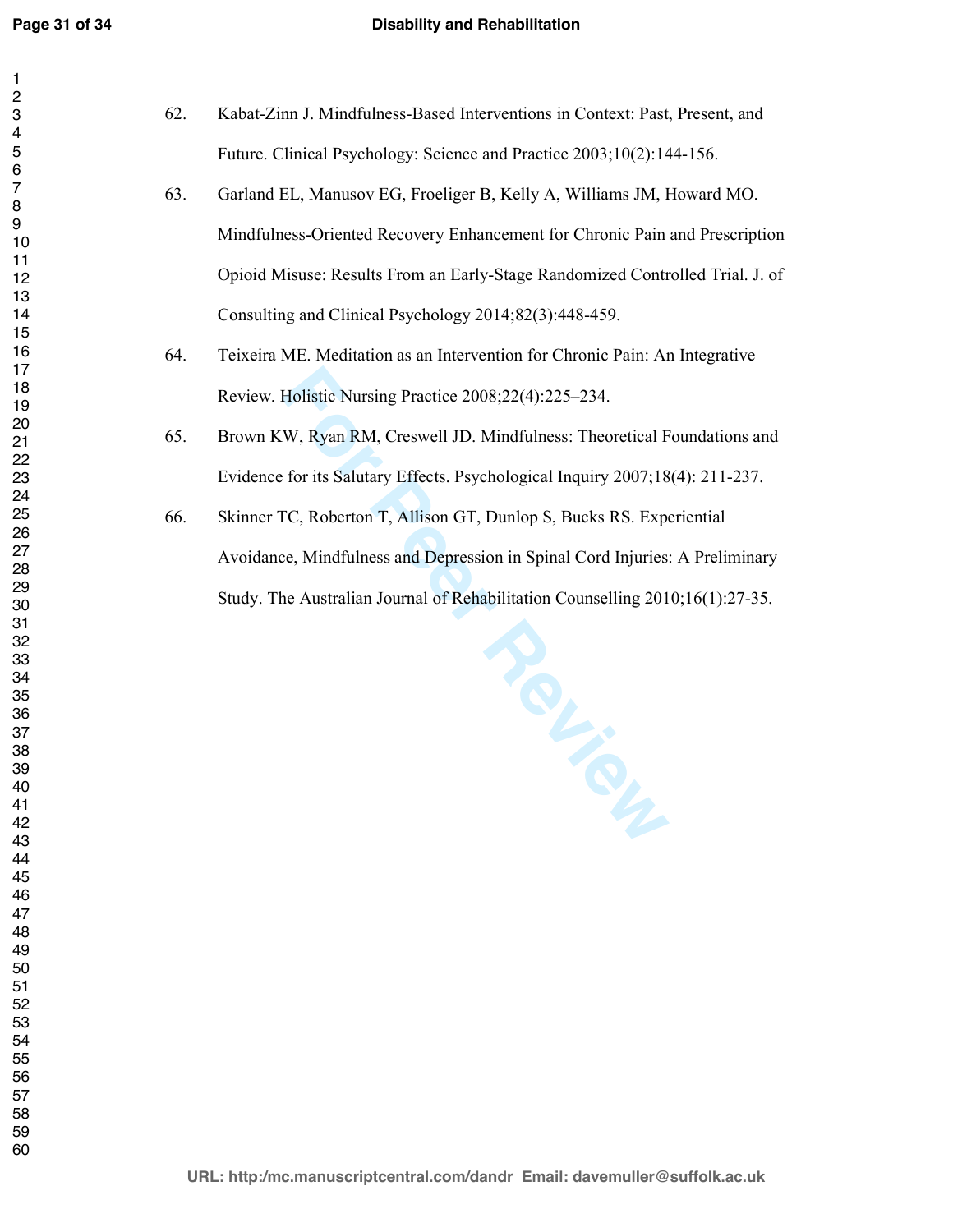62. Kabat-Zinn J. Mindfulness-Based Interventions in Context: Past, Present, and Future. Clinical Psychology: Science and Practice 2003;10(2):144-156.

63. Garland EL, Manusov EG, Froeliger B, Kelly A, Williams JM, Howard MO. Mindfulness-Oriented Recovery Enhancement for Chronic Pain and Prescription Opioid Misuse: Results From an Early-Stage Randomized Controlled Trial. J. of Consulting and Clinical Psychology 2014;82(3):448-459.

64. Teixeira ME. Meditation as an Intervention for Chronic Pain: An Integrative Review. Holistic Nursing Practice 2008;22(4):225–234.

65. Brown KW, Ryan RM, Creswell JD. Mindfulness: Theoretical Foundations and Evidence for its Salutary Effects. Psychological Inquiry 2007;18(4): 211-237.

66. Skinner TC, Roberton T, Allison GT, Dunlop S, Bucks RS. Experiential Avoidance, Mindfulness and Depression in Spinal Cord Injuries: A Preliminary Study. The Australian Journal of Rehabilitation Counselling 2010;16(1):27-35.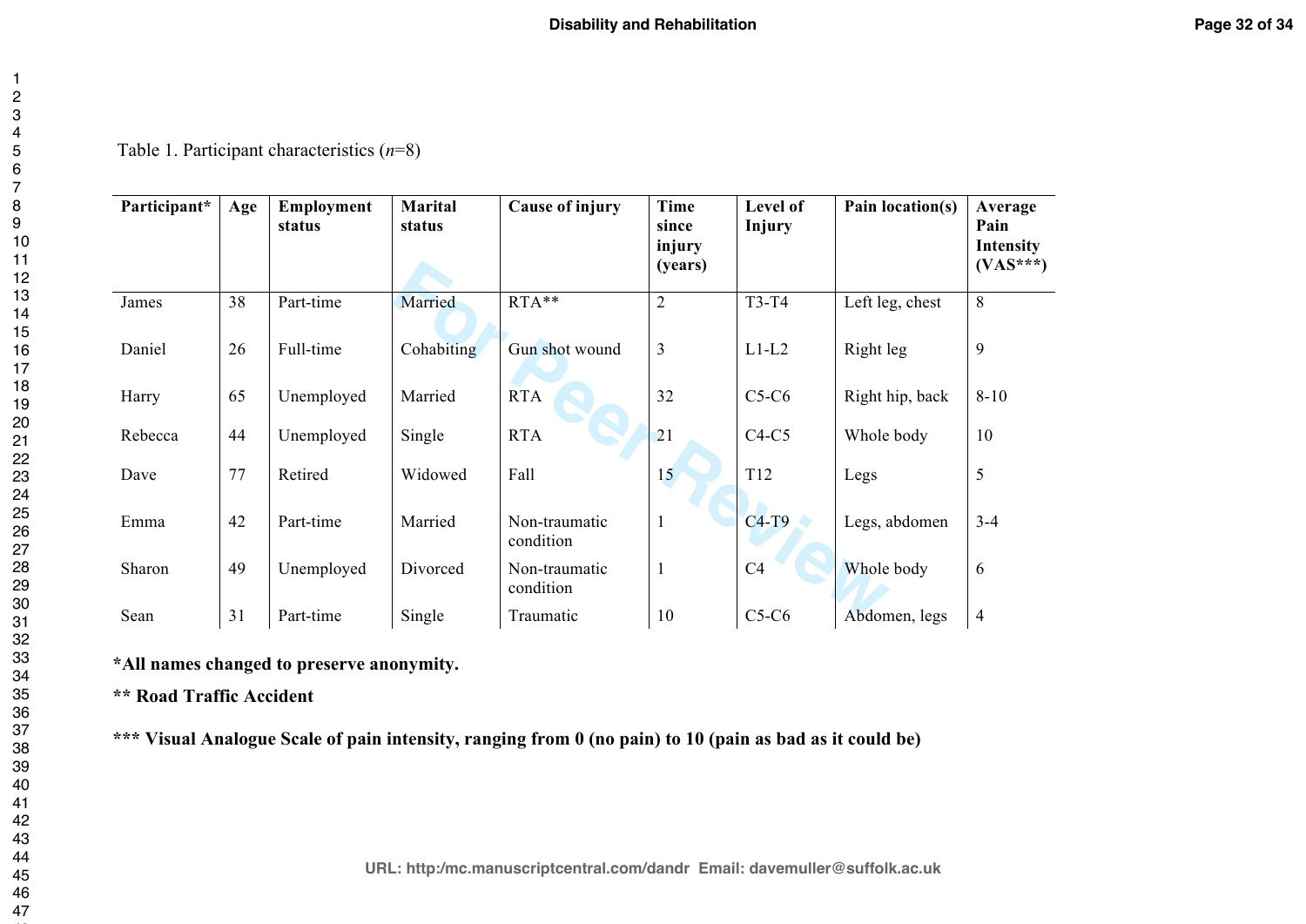Table 1. Participant characteristics (*n*=8)

| Participant* | Age | Employment status | Marital status | Cause of injury | Time since injury (years) | Level of Injury | Pain location(s) | Average Pain Intensity (VAS***) |
|---|---|---|---|---|---|---|---|---|
| James | 38 | Part-time | Married | RTA** | 2 | T3-T4 | Left leg, chest | 8 |
| Daniel | 26 | Full-time | Cohabiting | Gun shot wound | 3 | L1-L2 | Right leg | 9 |
| Harry | 65 | Unemployed | Married | RTA | 32 | C5-C6 | Right hip, back | 8-10 |
| Rebecca | 44 | Unemployed | Single | RTA | 21 | C4-C5 | Whole body | 10 |
| Dave | 77 | Retired | Widowed | Fall | 15 | T12 | Legs | 5 |
| Emma | 42 | Part-time | Married | Non-traumatic condition | 1 | C4-T9 | Legs, abdomen | 3-4 |
| Sharon | 49 | Unemployed | Divorced | Non-traumatic condition | 1 | C4 | Whole body | 6 |
| Sean | 31 | Part-time | Single | Traumatic | 10 | C5-C6 | Abdomen, legs | 4 |

**\*All names changed to preserve anonymity.**

**\*\* Road Traffic Accident**

**\*\*\* Visual Analogue Scale of pain intensity, ranging from 0 (no pain) to 10 (pain as bad as it could be)**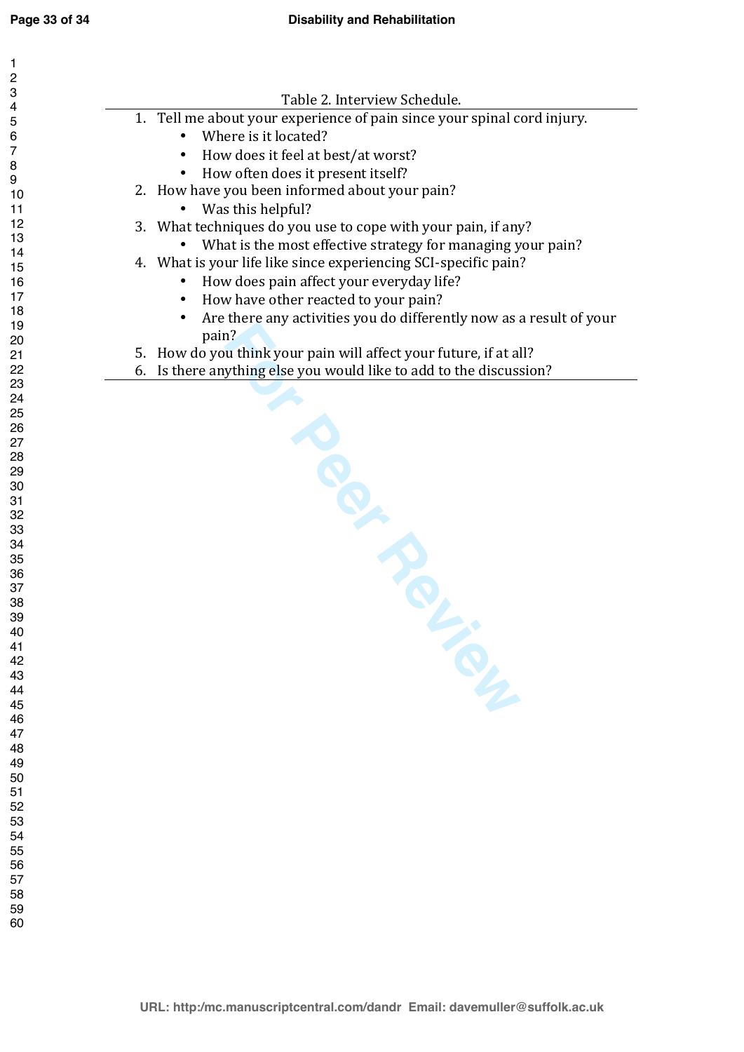Table 2. Interview Schedule.

1. Tell me about your experience of pain since your spinal cord injury.
   - Where is it located?
   - How does it feel at best/at worst?
   - How often does it present itself?
2. How have you been informed about your pain?
   - Was this helpful?
3. What techniques do you use to cope with your pain, if any?
   - What is the most effective strategy for managing your pain?
4. What is your life like since experiencing SCI-specific pain?
   - How does pain affect your everyday life?
   - How have other reacted to your pain?
   - Are there any activities you do differently now as a result of your pain?
5. How do you think your pain will affect your future, if at all?
6. Is there anything else you would like to add to the discussion?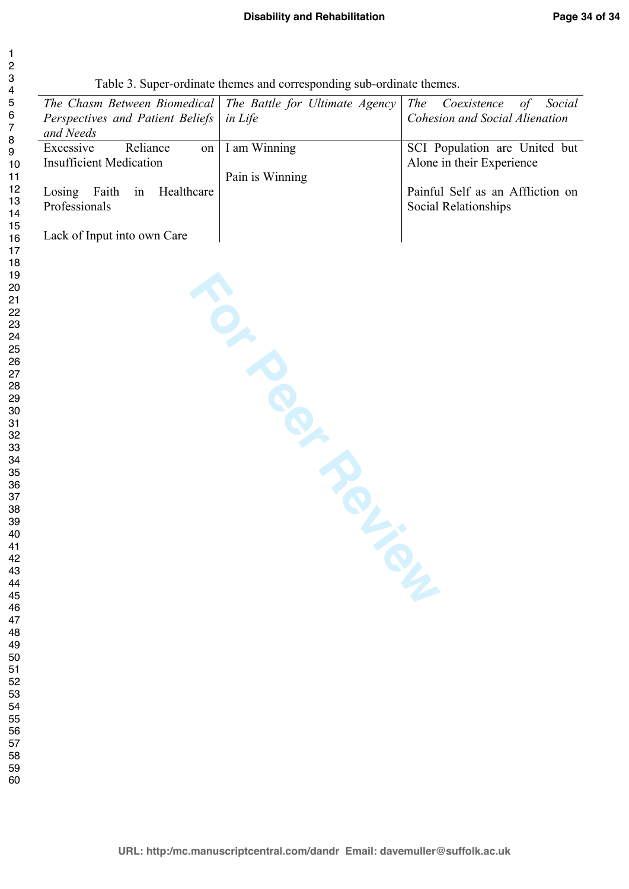Table 3. Super-ordinate themes and corresponding sub-ordinate themes.

| *The Chasm Between Biomedical Perspectives and Patient Beliefs and Needs* | *The Battle for Ultimate Agency in Life* | *The Coexistence of Social Cohesion and Social Alienation* |
|---|---|---|
| Excessive Reliance on Insufficient Medication | I am Winning | SCI Population are United but Alone in their Experience |
| Losing Faith in Healthcare Professionals | Pain is Winning | Painful Self as an Affliction on Social Relationships |
| Lack of Input into own Care | | |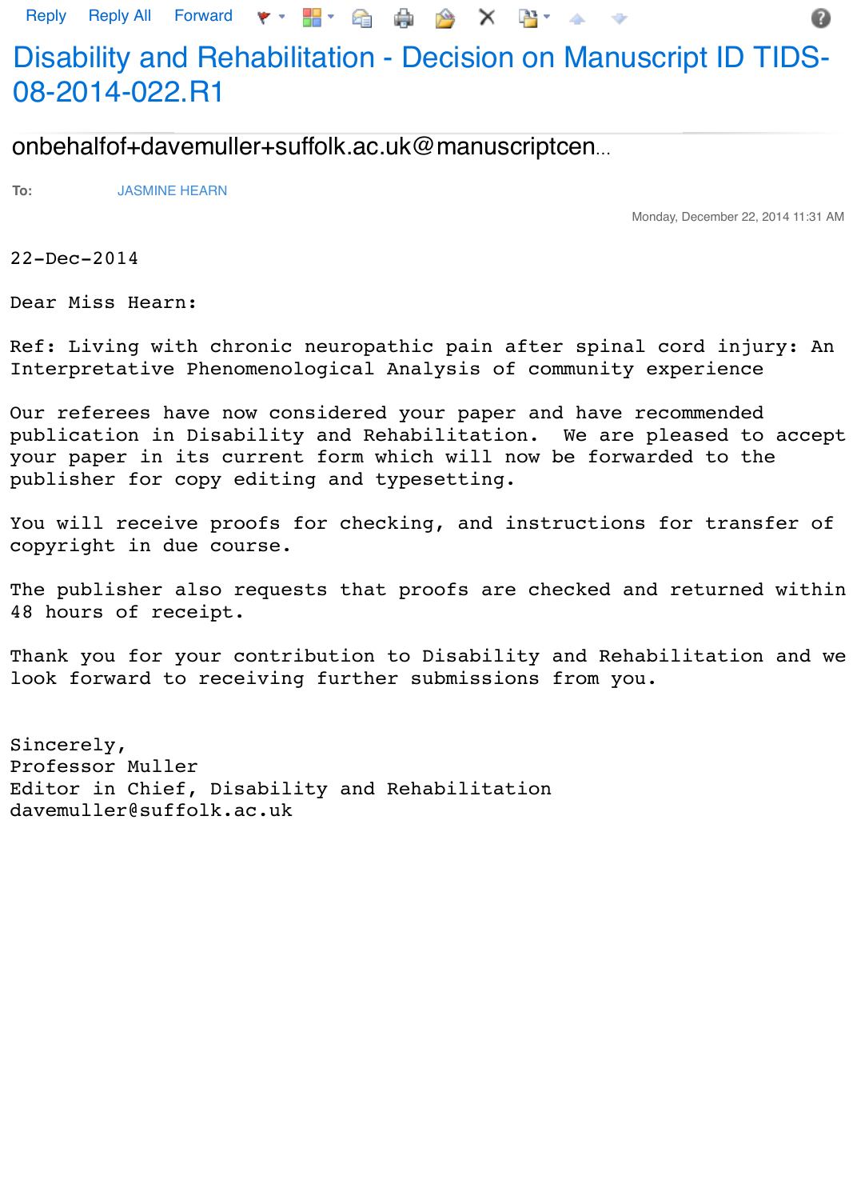Reply Reply All Forward

# Disability and Rehabilitation - Decision on Manuscript ID TIDS-08-2014-022.R1

onbehalfof+davemuller+suffolk.ac.uk@manuscriptcen...

**To:** JASMINE HEARN

Monday, December 22, 2014 11:31 AM

22-Dec-2014

Dear Miss Hearn:

Ref: Living with chronic neuropathic pain after spinal cord injury: An Interpretative Phenomenological Analysis of community experience

Our referees have now considered your paper and have recommended publication in Disability and Rehabilitation. We are pleased to accept your paper in its current form which will now be forwarded to the publisher for copy editing and typesetting.

You will receive proofs for checking, and instructions for transfer of copyright in due course.

The publisher also requests that proofs are checked and returned within 48 hours of receipt.

Thank you for your contribution to Disability and Rehabilitation and we look forward to receiving further submissions from you.

Sincerely,
Professor Muller
Editor in Chief, Disability and Rehabilitation
davemuller@suffolk.ac.uk